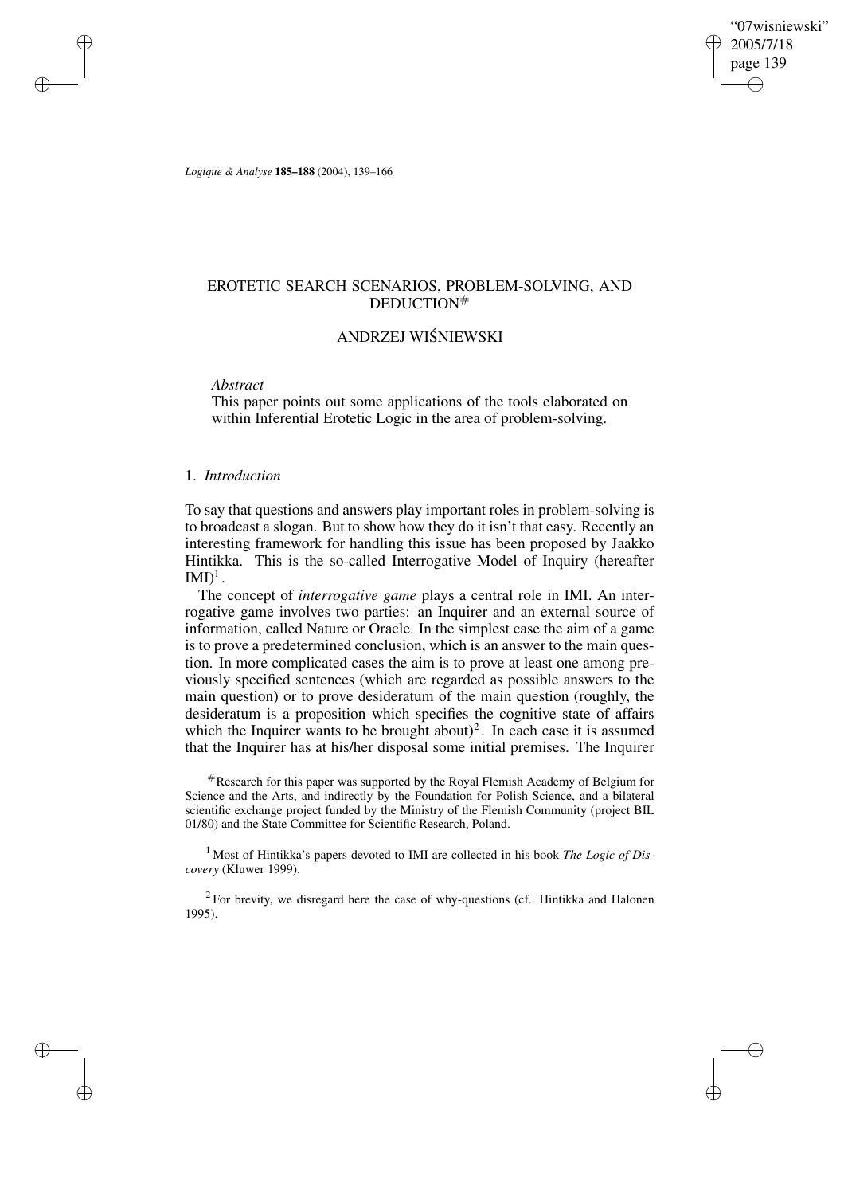# EROTETIC SEARCH SCENARIOS, PROBLEM-SOLVING, AND DEDUCTION[#]

## ANDRZEJ WIŚNIEWSKI

*Abstract*

This paper points out some applications of the tools elaborated on within Inferential Erotetic Logic in the area of problem-solving.

### 1. *Introduction*

To say that questions and answers play important roles in problem-solving is to broadcast a slogan. But to show how they do it isn't that easy. Recently an interesting framework for handling this issue has been proposed by Jaakko Hintikka. This is the so-called Interrogative Model of Inquiry (hereafter IMI)[1].

The concept of *interrogative game* plays a central role in IMI. An interrogative game involves two parties: an Inquirer and an external source of information, called Nature or Oracle. In the simplest case the aim of a game is to prove a predetermined conclusion, which is an answer to the main question. In more complicated cases the aim is to prove at least one among previously specified sentences (which are regarded as possible answers to the main question) or to prove desideratum of the main question (roughly, the desideratum is a proposition which specifies the cognitive state of affairs which the Inquirer wants to be brought about)[2]. In each case it is assumed that the Inquirer has at his/her disposal some initial premises. The Inquirer

[#] Research for this paper was supported by the Royal Flemish Academy of Belgium for Science and the Arts, and indirectly by the Foundation for Polish Science, and a bilateral scientific exchange project funded by the Ministry of the Flemish Community (project BIL 01/80) and the State Committee for Scientific Research, Poland.

[1] Most of Hintikka's papers devoted to IMI are collected in his book *The Logic of Discovery* (Kluwer 1999).

[2] For brevity, we disregard here the case of why-questions (cf. Hintikka and Halonen 1995).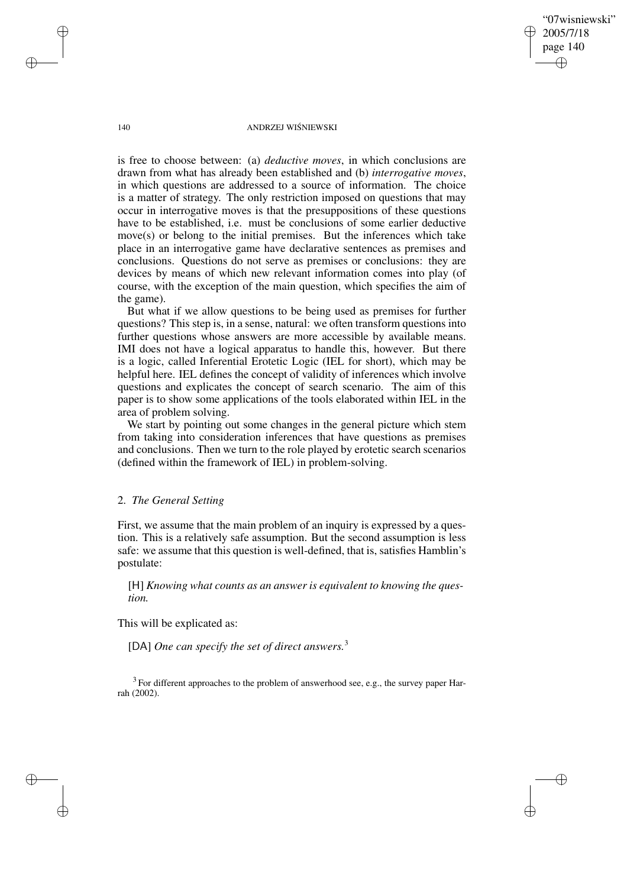is free to choose between: (a) *deductive moves*, in which conclusions are drawn from what has already been established and (b) *interrogative moves*, in which questions are addressed to a source of information. The choice is a matter of strategy. The only restriction imposed on questions that may occur in interrogative moves is that the presuppositions of these questions have to be established, i.e. must be conclusions of some earlier deductive move(s) or belong to the initial premises. But the inferences which take place in an interrogative game have declarative sentences as premises and conclusions. Questions do not serve as premises or conclusions: they are devices by means of which new relevant information comes into play (of course, with the exception of the main question, which specifies the aim of the game).

But what if we allow questions to be being used as premises for further questions? This step is, in a sense, natural: we often transform questions into further questions whose answers are more accessible by available means. IMI does not have a logical apparatus to handle this, however. But there is a logic, called Inferential Erotetic Logic (IEL for short), which may be helpful here. IEL defines the concept of validity of inferences which involve questions and explicates the concept of search scenario. The aim of this paper is to show some applications of the tools elaborated within IEL in the area of problem solving.

We start by pointing out some changes in the general picture which stem from taking into consideration inferences that have questions as premises and conclusions. Then we turn to the role played by erotetic search scenarios (defined within the framework of IEL) in problem-solving.

## 2. *The General Setting*

First, we assume that the main problem of an inquiry is expressed by a question. This is a relatively safe assumption. But the second assumption is less safe: we assume that this question is well-defined, that is, satisfies Hamblin's postulate:

> [H] *Knowing what counts as an answer is equivalent to knowing the question.*

This will be explicated as:

> [DA] *One can specify the set of direct answers.*[3]

[3] For different approaches to the problem of answerhood see, e.g., the survey paper Harrah (2002).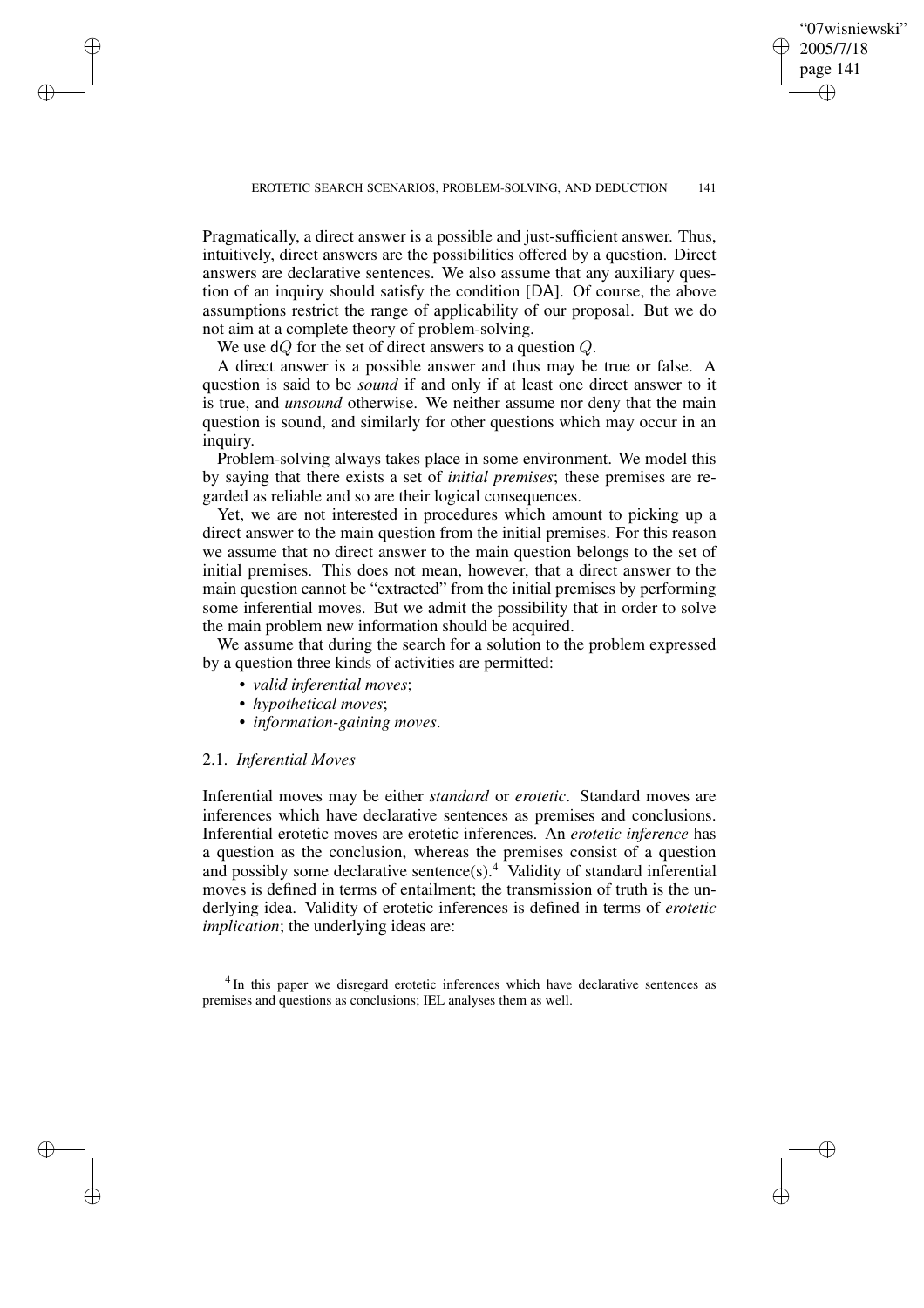Pragmatically, a direct answer is a possible and just-sufficient answer. Thus, intuitively, direct answers are the possibilities offered by a question. Direct answers are declarative sentences. We also assume that any auxiliary question of an inquiry should satisfy the condition [DA]. Of course, the above assumptions restrict the range of applicability of our proposal. But we do not aim at a complete theory of problem-solving.

We use $\mathsf{d}Q$ for the set of direct answers to a question $Q$.

A direct answer is a possible answer and thus may be true or false. A question is said to be *sound* if and only if at least one direct answer to it is true, and *unsound* otherwise. We neither assume nor deny that the main question is sound, and similarly for other questions which may occur in an inquiry.

Problem-solving always takes place in some environment. We model this by saying that there exists a set of *initial premises*; these premises are regarded as reliable and so are their logical consequences.

Yet, we are not interested in procedures which amount to picking up a direct answer to the main question from the initial premises. For this reason we assume that no direct answer to the main question belongs to the set of initial premises. This does not mean, however, that a direct answer to the main question cannot be "extracted" from the initial premises by performing some inferential moves. But we admit the possibility that in order to solve the main problem new information should be acquired.

We assume that during the search for a solution to the problem expressed by a question three kinds of activities are permitted:

- *valid inferential moves*;
- *hypothetical moves*;
- *information-gaining moves*.

### 2.1. *Inferential Moves*

Inferential moves may be either *standard* or *erotetic*. Standard moves are inferences which have declarative sentences as premises and conclusions. Inferential erotetic moves are erotetic inferences. An *erotetic inference* has a question as the conclusion, whereas the premises consist of a question and possibly some declarative sentence(s).[4] Validity of standard inferential moves is defined in terms of entailment; the transmission of truth is the underlying idea. Validity of erotetic inferences is defined in terms of *erotetic implication*; the underlying ideas are:

[4] In this paper we disregard erotetic inferences which have declarative sentences as premises and questions as conclusions; IEL analyses them as well.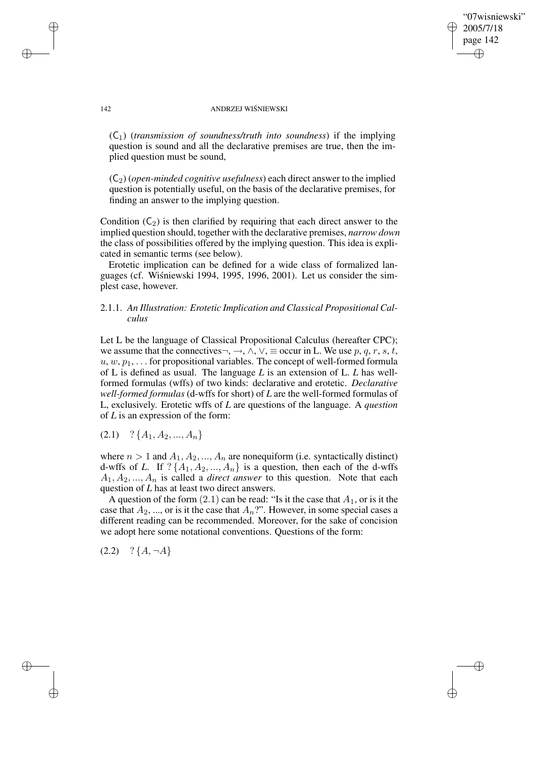($\mathsf{C}_1$) (*transmission of soundness/truth into soundness*) if the implying question is sound and all the declarative premises are true, then the implied question must be sound,

($\mathsf{C}_2$) (*open-minded cognitive usefulness*) each direct answer to the implied question is potentially useful, on the basis of the declarative premises, for finding an answer to the implying question.

Condition ($\mathsf{C}_2$) is then clarified by requiring that each direct answer to the implied question should, together with the declarative premises, *narrow down* the class of possibilities offered by the implying question. This idea is explicated in semantic terms (see below).

Erotetic implication can be defined for a wide class of formalized languages (cf. Wiśniewski 1994, 1995, 1996, 2001). Let us consider the simplest case, however.

### 2.1.1. *An Illustration: Erotetic Implication and Classical Propositional Calculus*

Let L be the language of Classical Propositional Calculus (hereafter CPC); we assume that the connectives $\neg, \rightarrow, \wedge, \vee, \equiv$ occur in L. We use $p, q, r, s, t, u, w, p_1, \ldots$ for propositional variables. The concept of well-formed formula of L is defined as usual. The language *L* is an extension of L. *L* has well-formed formulas (wffs) of two kinds: declarative and erotetic. *Declarative well-formed formulas* (d-wffs for short) of *L* are the well-formed formulas of L, exclusively. Erotetic wffs of *L* are questions of the language. A *question* of *L* is an expression of the form:

(2.1) $\quad ?\{A_1, A_2, ..., A_n\}$

where $n > 1$ and $A_1, A_2, ..., A_n$ are nonequiform (i.e. syntactically distinct) d-wffs of *L*. If $?\{A_1, A_2, ..., A_n\}$ is a question, then each of the d-wffs $A_1, A_2, ..., A_n$ is called a *direct answer* to this question. Note that each question of *L* has at least two direct answers.

A question of the form $(2.1)$ can be read: "Is it the case that $A_1$, or is it the case that $A_2$, ..., or is it the case that $A_n$?". However, in some special cases a different reading can be recommended. Moreover, for the sake of concision we adopt here some notational conventions. Questions of the form:

(2.2) $\quad ?\{A, \neg A\}$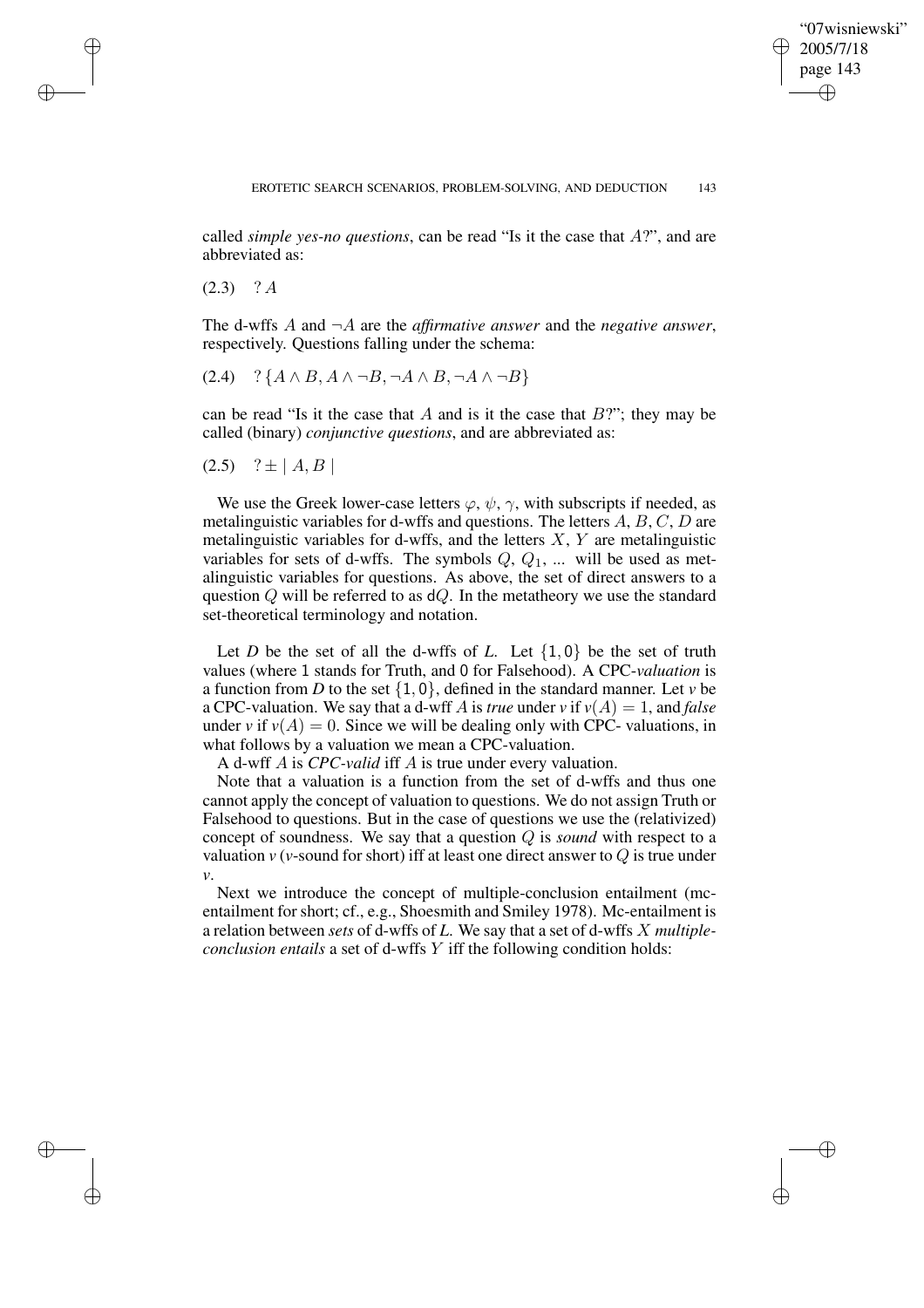called *simple yes-no questions*, can be read "Is it the case that $A$?", and are abbreviated as:

(2.3) $\quad ?\, A$

The d-wffs $A$ and $\neg A$ are the *affirmative answer* and the *negative answer*, respectively. Questions falling under the schema:

(2.4) $\quad ?\, \{A \wedge B, A \wedge \neg B, \neg A \wedge B, \neg A \wedge \neg B\}$

can be read "Is it the case that $A$ and is it the case that $B$?"; they may be called (binary) *conjunctive questions*, and are abbreviated as:

(2.5) $\quad ? \pm \mid A, B \mid$

We use the Greek lower-case letters $\varphi$, $\psi$, $\gamma$, with subscripts if needed, as metalinguistic variables for d-wffs and questions. The letters $A$, $B$, $C$, $D$ are metalinguistic variables for d-wffs, and the letters $X$, $Y$ are metalinguistic variables for sets of d-wffs. The symbols $Q$, $Q_1$, ... will be used as metalinguistic variables for questions. As above, the set of direct answers to a question $Q$ will be referred to as $\mathsf{d}Q$. In the metatheory we use the standard set-theoretical terminology and notation.

Let *D* be the set of all the d-wffs of *L*. Let $\{1, 0\}$ be the set of truth values (where 1 stands for Truth, and 0 for Falsehood). A CPC-*valuation* is a function from *D* to the set $\{1, 0\}$, defined in the standard manner. Let *v* be a CPC-valuation. We say that a d-wff $A$ is *true* under *v* if $v(A) = 1$, and *false* under *v* if $v(A) = 0$. Since we will be dealing only with CPC- valuations, in what follows by a valuation we mean a CPC-valuation.

A d-wff $A$ is *CPC-valid* iff $A$ is true under every valuation.

Note that a valuation is a function from the set of d-wffs and thus one cannot apply the concept of valuation to questions. We do not assign Truth or Falsehood to questions. But in the case of questions we use the (relativized) concept of soundness. We say that a question $Q$ is *sound* with respect to a valuation *v* (*v*-sound for short) iff at least one direct answer to $Q$ is true under *v*.

Next we introduce the concept of multiple-conclusion entailment (mc-entailment for short; cf., e.g., Shoesmith and Smiley 1978). Mc-entailment is a relation between *sets* of d-wffs of *L*. We say that a set of d-wffs $X$ *multiple-conclusion entails* a set of d-wffs $Y$ iff the following condition holds: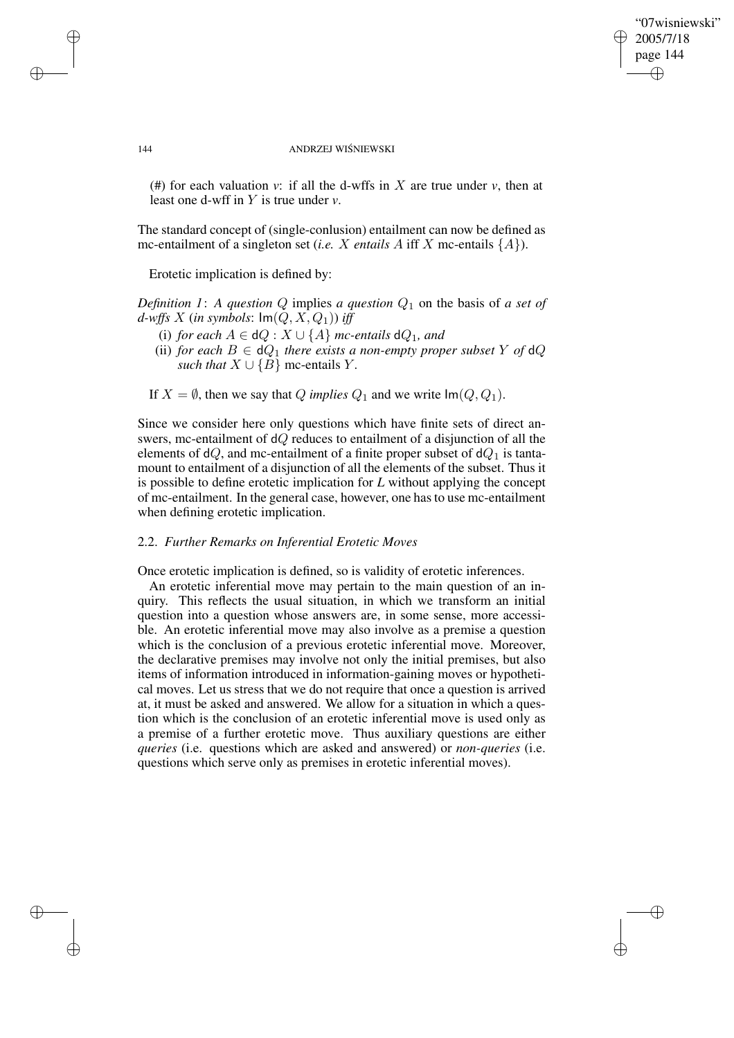(#) for each valuation *v*: if all the d-wffs in $X$ are true under *v*, then at least one d-wff in $Y$ is true under *v*.

The standard concept of (single-conlusion) entailment can now be defined as mc-entailment of a singleton set (*i.e.* $X$ *entails* $A$ iff $X$ mc-entails $\{A\}$).

Erotetic implication is defined by:

*Definition 1*: *A question* $Q$ implies *a question* $Q_1$ on the basis of *a set of d-wffs* $X$ (*in symbols*: $\mathsf{Im}(Q, X, Q_1)$) *iff*

(i) *for each* $A \in \mathsf{d}Q : X \cup \{A\}$ *mc-entails* $\mathsf{d}Q_1$, *and*

(ii) *for each* $B \in \mathsf{d}Q_1$ *there exists a non-empty proper subset* $Y$ *of* $\mathsf{d}Q$ *such that* $X \cup \{B\}$ mc-entails $Y$.

If $X = \emptyset$, then we say that $Q$ *implies* $Q_1$ and we write $\mathsf{Im}(Q, Q_1)$.

Since we consider here only questions which have finite sets of direct answers, mc-entailment of $\mathsf{d}Q$ reduces to entailment of a disjunction of all the elements of $\mathsf{d}Q$, and mc-entailment of a finite proper subset of $\mathsf{d}Q_1$ is tantamount to entailment of a disjunction of all the elements of the subset. Thus it is possible to define erotetic implication for *L* without applying the concept of mc-entailment. In the general case, however, one has to use mc-entailment when defining erotetic implication.

### 2.2. *Further Remarks on Inferential Erotetic Moves*

Once erotetic implication is defined, so is validity of erotetic inferences.

An erotetic inferential move may pertain to the main question of an inquiry. This reflects the usual situation, in which we transform an initial question into a question whose answers are, in some sense, more accessible. An erotetic inferential move may also involve as a premise a question which is the conclusion of a previous erotetic inferential move. Moreover, the declarative premises may involve not only the initial premises, but also items of information introduced in information-gaining moves or hypothetical moves. Let us stress that we do not require that once a question is arrived at, it must be asked and answered. We allow for a situation in which a question which is the conclusion of an erotetic inferential move is used only as a premise of a further erotetic move. Thus auxiliary questions are either *queries* (i.e. questions which are asked and answered) or *non-queries* (i.e. questions which serve only as premises in erotetic inferential moves).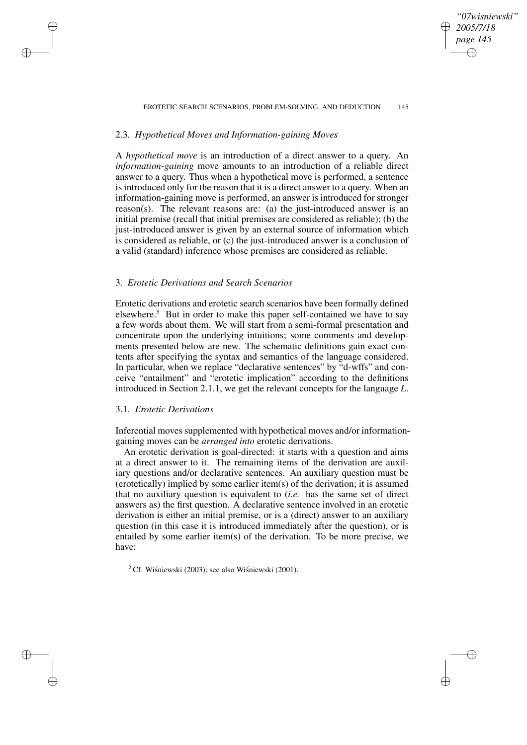### 2.3. *Hypothetical Moves and Information-gaining Moves*

A *hypothetical move* is an introduction of a direct answer to a query. An *information-gaining* move amounts to an introduction of a reliable direct answer to a query. Thus when a hypothetical move is performed, a sentence is introduced only for the reason that it is a direct answer to a query. When an information-gaining move is performed, an answer is introduced for stronger reason(s). The relevant reasons are: (a) the just-introduced answer is an initial premise (recall that initial premises are considered as reliable); (b) the just-introduced answer is given by an external source of information which is considered as reliable, or (c) the just-introduced answer is a conclusion of a valid (standard) inference whose premises are considered as reliable.

## 3. *Erotetic Derivations and Search Scenarios*

Erotetic derivations and erotetic search scenarios have been formally defined elsewhere.[5] But in order to make this paper self-contained we have to say a few words about them. We will start from a semi-formal presentation and concentrate upon the underlying intuitions; some comments and developments presented below are new. The schematic definitions gain exact contents after specifying the syntax and semantics of the language considered. In particular, when we replace "declarative sentences" by "d-wffs" and conceive "entailment" and "erotetic implication" according to the definitions introduced in Section 2.1.1, we get the relevant concepts for the language *L*.

### 3.1. *Erotetic Derivations*

Inferential moves supplemented with hypothetical moves and/or information-gaining moves can be *arranged into* erotetic derivations.

An erotetic derivation is goal-directed: it starts with a question and aims at a direct answer to it. The remaining items of the derivation are auxiliary questions and/or declarative sentences. An auxiliary question must be (erotetically) implied by some earlier item(s) of the derivation; it is assumed that no auxiliary question is equivalent to (*i.e.* has the same set of direct answers as) the first question. A declarative sentence involved in an erotetic derivation is either an initial premise, or is a (direct) answer to an auxiliary question (in this case it is introduced immediately after the question), or is entailed by some earlier item(s) of the derivation. To be more precise, we have:

[5] Cf. Wiśniewski (2003); see also Wiśniewski (2001).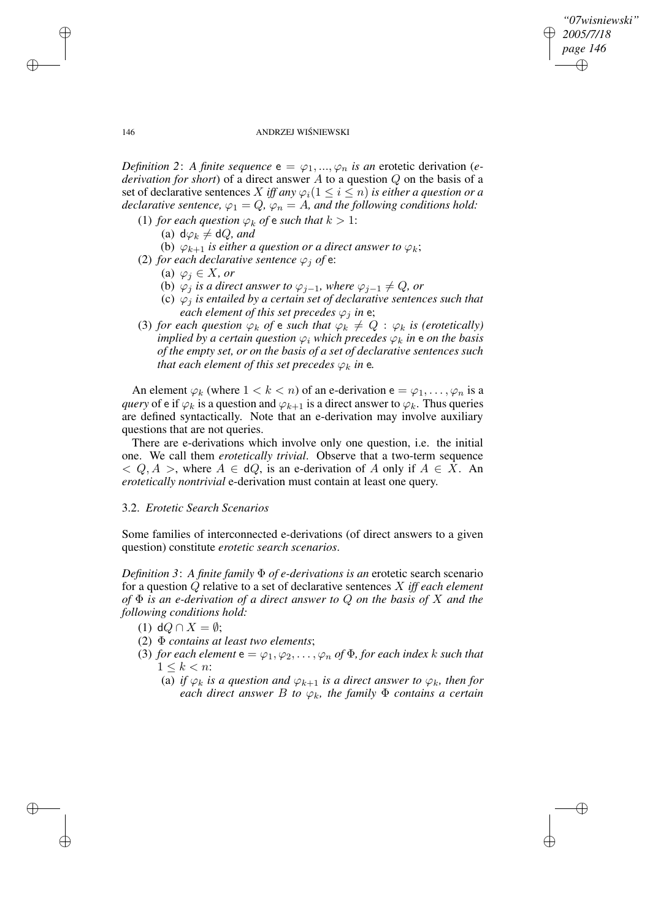*Definition 2*: *A finite sequence* $\mathsf{e} = \varphi_1, ..., \varphi_n$ *is an* erotetic derivation (*e-derivation for short*) of a direct answer $A$ to a question $Q$ on the basis of a set of declarative sentences $X$ *iff any* $\varphi_i (1 \leq i \leq n)$ *is either a question or a declarative sentence,* $\varphi_1 = Q$*,* $\varphi_n = A$*, and the following conditions hold:*

(1) *for each question* $\varphi_k$ *of* $\mathsf{e}$ *such that* $k > 1$:
   (a) $\mathsf{d}\varphi_k \neq \mathsf{d}Q$*, and*
   (b) $\varphi_{k+1}$ *is either a question or a direct answer to* $\varphi_k$;
(2) *for each declarative sentence* $\varphi_j$ *of* $\mathsf{e}$:
   (a) $\varphi_j \in X$*, or*
   (b) $\varphi_j$ *is a direct answer to* $\varphi_{j-1}$*, where* $\varphi_{j-1} \neq Q$*, or*
   (c) $\varphi_j$ *is entailed by a certain set of declarative sentences such that each element of this set precedes* $\varphi_j$ *in* $\mathsf{e}$;
(3) *for each question* $\varphi_k$ *of* $\mathsf{e}$ *such that* $\varphi_k \neq Q$ : $\varphi_k$ *is (erotetically) implied by a certain question* $\varphi_i$ *which precedes* $\varphi_k$ *in* $\mathsf{e}$ *on the basis of the empty set, or on the basis of a set of declarative sentences such that each element of this set precedes* $\varphi_k$ *in* $\mathsf{e}$.

An element $\varphi_k$ (where $1 < k < n$) of an e-derivation $\mathsf{e} = \varphi_1, \ldots, \varphi_n$ is a *query* of $\mathsf{e}$ if $\varphi_k$ is a question and $\varphi_{k+1}$ is a direct answer to $\varphi_k$. Thus queries are defined syntactically. Note that an e-derivation may involve auxiliary questions that are not queries.

There are e-derivations which involve only one question, i.e. the initial one. We call them *erotetically trivial*. Observe that a two-term sequence $< Q, A >$, where $A \in \mathsf{d}Q$, is an e-derivation of $A$ only if $A \in X$. An *erotetically nontrivial* e-derivation must contain at least one query.

### 3.2. *Erotetic Search Scenarios*

Some families of interconnected e-derivations (of direct answers to a given question) constitute *erotetic search scenarios*.

*Definition 3*: *A finite family* $\Phi$ *of e-derivations is an* erotetic search scenario for a question $Q$ relative to a set of declarative sentences $X$ *iff each element of* $\Phi$ *is an e-derivation of a direct answer to* $Q$ *on the basis of* $X$ *and the following conditions hold:*

(1) $\mathsf{d}Q \cap X = \emptyset$;
(2) $\Phi$ *contains at least two elements*;
(3) *for each element* $\mathsf{e} = \varphi_1, \varphi_2, \ldots, \varphi_n$ *of* $\Phi$*, for each index* $k$ *such that* $1 \leq k < n$:
   (a) *if* $\varphi_k$ *is a question and* $\varphi_{k+1}$ *is a direct answer to* $\varphi_k$*, then for each direct answer* $B$ *to* $\varphi_k$*, the family* $\Phi$ *contains a certain*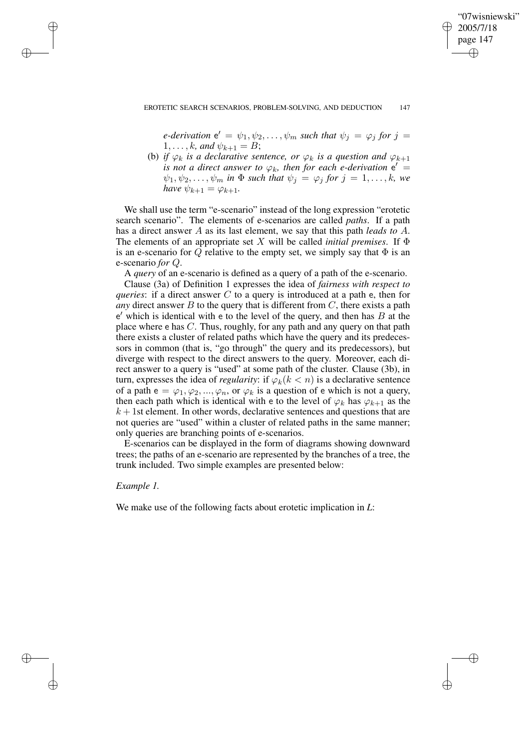*e-derivation* $\mathsf{e}' = \psi_1, \psi_2, \ldots, \psi_m$ *such that* $\psi_j = \varphi_j$ *for* $j = 1, \ldots, k$*, and* $\psi_{k+1} = B$;

(b) *if* $\varphi_k$ *is a declarative sentence, or* $\varphi_k$ *is a question and* $\varphi_{k+1}$ *is not a direct answer to* $\varphi_k$*, then for each e-derivation* $\mathsf{e}' = \psi_1, \psi_2, \ldots, \psi_m$ *in* $\Phi$ *such that* $\psi_j = \varphi_j$ *for* $j = 1, \ldots, k$*, we have* $\psi_{k+1} = \varphi_{k+1}$.

We shall use the term "e-scenario" instead of the long expression "erotetic search scenario". The elements of e-scenarios are called *paths*. If a path has a direct answer $A$ as its last element, we say that this path *leads to* $A$. The elements of an appropriate set $X$ will be called *initial premises*. If $\Phi$ is an e-scenario for $Q$ relative to the empty set, we simply say that $\Phi$ is an e-scenario *for* $Q$.

A *query* of an e-scenario is defined as a query of a path of the e-scenario.

Clause (3a) of Definition 1 expresses the idea of *fairness with respect to queries*: if a direct answer $C$ to a query is introduced at a path $\mathsf{e}$, then for *any* direct answer $B$ to the query that is different from $C$, there exists a path $\mathsf{e}'$ which is identical with $\mathsf{e}$ to the level of the query, and then has $B$ at the place where $\mathsf{e}$ has $C$. Thus, roughly, for any path and any query on that path there exists a cluster of related paths which have the query and its predecessors in common (that is, "go through" the query and its predecessors), but diverge with respect to the direct answers to the query. Moreover, each direct answer to a query is "used" at some path of the cluster. Clause (3b), in turn, expresses the idea of *regularity*: if $\varphi_k (k < n)$ is a declarative sentence of a path $\mathsf{e} = \varphi_1, \varphi_2, ..., \varphi_n$, or $\varphi_k$ is a question of $\mathsf{e}$ which is not a query, then each path which is identical with $\mathsf{e}$ to the level of $\varphi_k$ has $\varphi_{k+1}$ as the $k+1$st element. In other words, declarative sentences and questions that are not queries are "used" within a cluster of related paths in the same manner; only queries are branching points of e-scenarios.

E-scenarios can be displayed in the form of diagrams showing downward trees; the paths of an e-scenario are represented by the branches of a tree, the trunk included. Two simple examples are presented below:

*Example 1.*

We make use of the following facts about erotetic implication in *L*: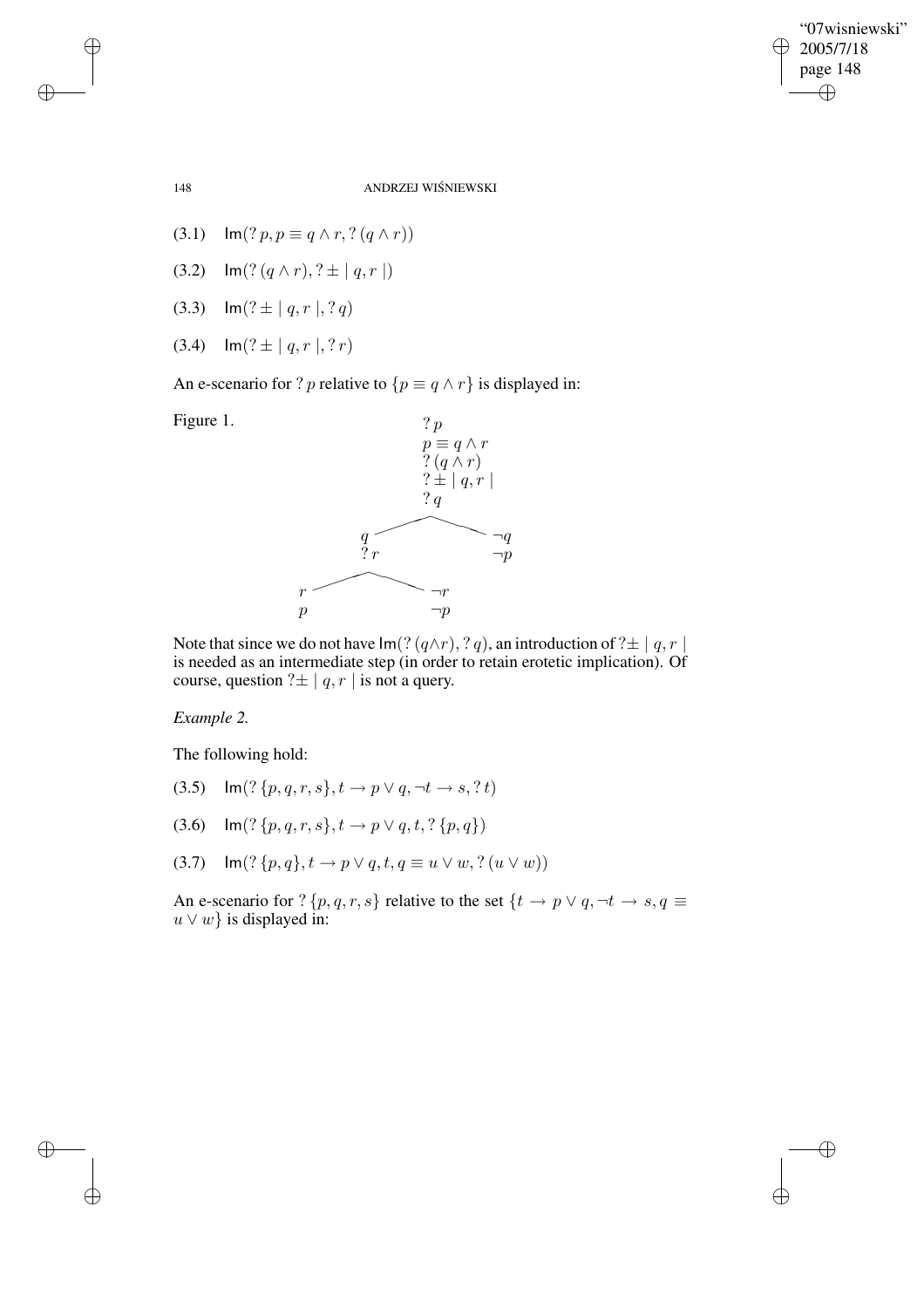(3.1) $\mathsf{Im}(?\,p, p \equiv q \wedge r, ?\,(q \wedge r))$

(3.2) $\mathsf{Im}(?\,(q \wedge r), ?\pm \mid q, r \mid)$

(3.3) $\mathsf{Im}(?\pm \mid q, r \mid, ?\,q)$

(3.4) $\mathsf{Im}(?\pm \mid q, r \mid, ?\,r)$

An e-scenario for $?\,p$ relative to $\{p \equiv q \wedge r\}$ is displayed in:

Figure 1.

```
                    ? p
                    p ≡ q ∧ r
                    ? (q ∧ r)
                    ? ± | q, r |
                    ? q
                 /          \
              q               ¬q
              ? r             ¬p
            /     \
          r         ¬r
          p         ¬p
```

Note that since we do not have $\mathsf{Im}(?\,(q \wedge r), ?\,q)$, an introduction of $?\pm \mid q, r \mid$ is needed as an intermediate step (in order to retain erotetic implication). Of course, question $?\pm \mid q, r \mid$ is not a query.

*Example 2.*

The following hold:

(3.5) $\mathsf{Im}(?\,\{p, q, r, s\}, t \rightarrow p \vee q, \neg t \rightarrow s, ?\,t)$

(3.6) $\mathsf{Im}(?\,\{p, q, r, s\}, t \rightarrow p \vee q, t, ?\,\{p, q\})$

(3.7) $\mathsf{Im}(?\,\{p, q\}, t \rightarrow p \vee q, t, q \equiv u \vee w, ?\,(u \vee w))$

An e-scenario for $?\,\{p, q, r, s\}$ relative to the set $\{t \rightarrow p \vee q, \neg t \rightarrow s, q \equiv u \vee w\}$ is displayed in: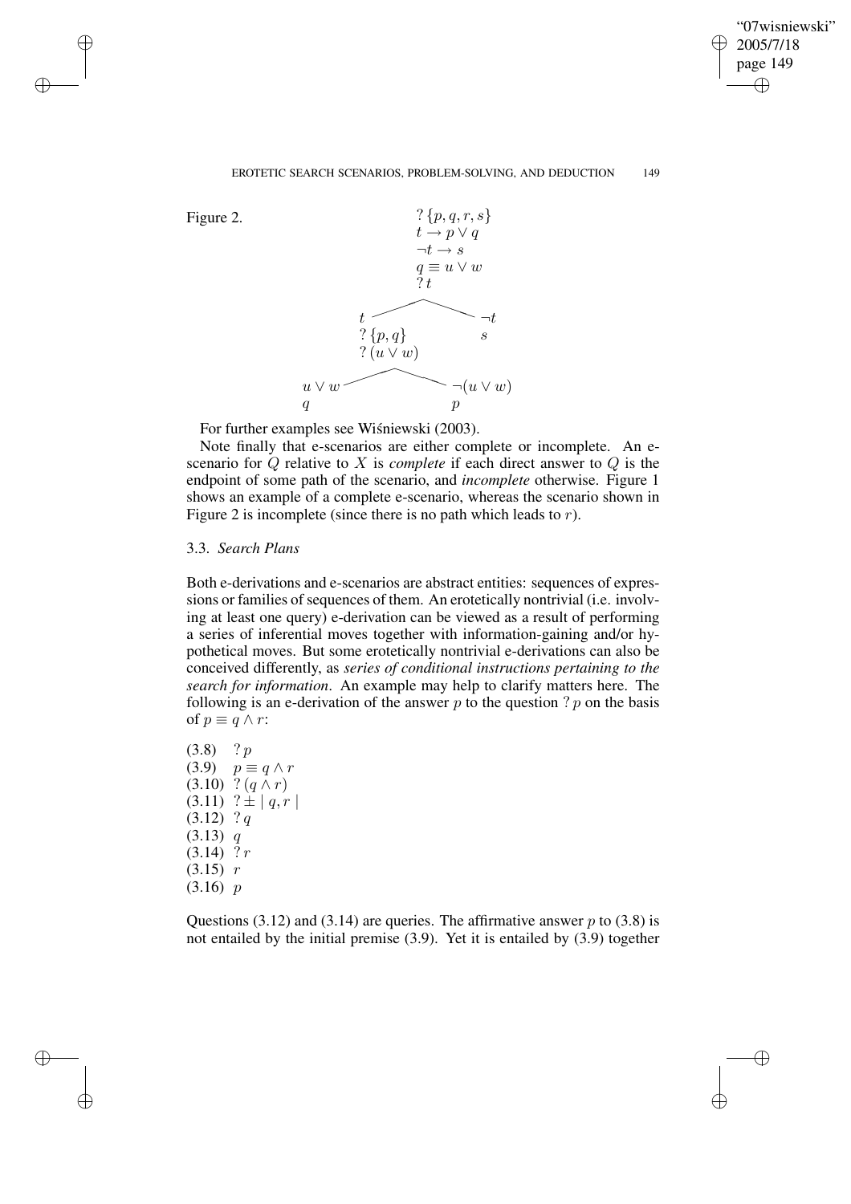Figure 2.

$$
\begin{array}{c}
?\{p, q, r, s\} \\
t \rightarrow p \vee q \\
\neg t \rightarrow s \\
q \equiv u \vee w \\
?\, t
\end{array}
$$

$$
\begin{array}{ll}
t & \neg t \\
?\{p, q\} & s \\
?\,(u \vee w) &
\end{array}
$$

$$
\begin{array}{ll}
u \vee w & \neg(u \vee w) \\
q & p
\end{array}
$$

For further examples see Wiśniewski (2003).

Note finally that e-scenarios are either complete or incomplete. An e-scenario for $Q$ relative to $X$ is *complete* if each direct answer to $Q$ is the endpoint of some path of the scenario, and *incomplete* otherwise. Figure 1 shows an example of a complete e-scenario, whereas the scenario shown in Figure 2 is incomplete (since there is no path which leads to $r$).

### 3.3. *Search Plans*

Both e-derivations and e-scenarios are abstract entities: sequences of expressions or families of sequences of them. An erotetically nontrivial (i.e. involving at least one query) e-derivation can be viewed as a result of performing a series of inferential moves together with information-gaining and/or hypothetical moves. But some erotetically nontrivial e-derivations can also be conceived differently, as *series of conditional instructions pertaining to the search for information*. An example may help to clarify matters here. The following is an e-derivation of the answer $p$ to the question $?\,p$ on the basis of $p \equiv q \wedge r$:

(3.8) $?\,p$
(3.9) $p \equiv q \wedge r$
(3.10) $?\,(q \wedge r)$
(3.11) $?\pm\,|\, q, r \,|$
(3.12) $?\,q$
(3.13) $q$
(3.14) $?\,r$
(3.15) $r$
(3.16) $p$

Questions (3.12) and (3.14) are queries. The affirmative answer $p$ to (3.8) is not entailed by the initial premise (3.9). Yet it is entailed by (3.9) together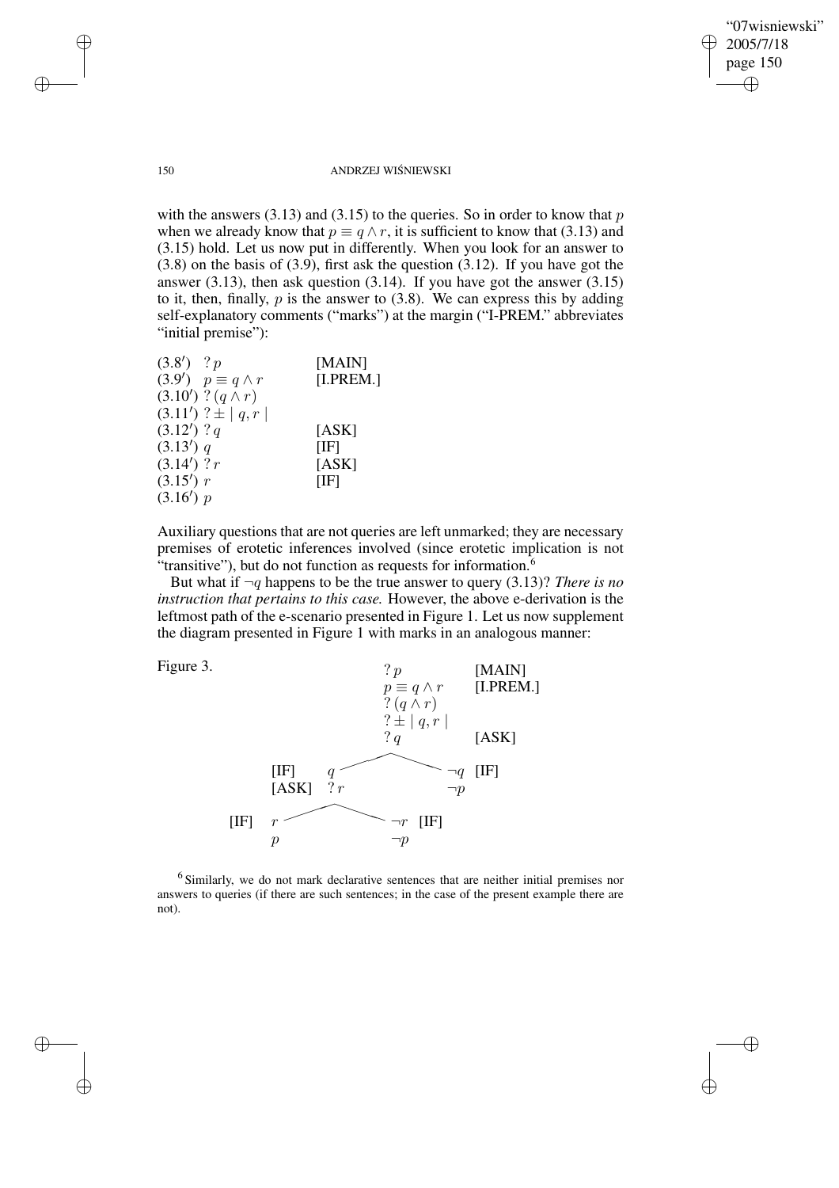with the answers (3.13) and (3.15) to the queries. So in order to know that $p$ when we already know that $p \equiv q \wedge r$, it is sufficient to know that (3.13) and (3.15) hold. Let us now put in differently. When you look for an answer to (3.8) on the basis of (3.9), first ask the question (3.12). If you have got the answer (3.13), then ask question (3.14). If you have got the answer (3.15) to it, then, finally, $p$ is the answer to (3.8). We can express this by adding self-explanatory comments ("marks") at the margin ("I-PREM." abbreviates "initial premise"):

| | | |
|---|---|---|
| (3.8′) | $?\,p$ | [MAIN] |
| (3.9′) | $p \equiv q \wedge r$ | [I.PREM.] |
| (3.10′) | $?\,(q \wedge r)$ | |
| (3.11′) | $?\pm \mid q, r \mid$ | |
| (3.12′) | $?\,q$ | [ASK] |
| (3.13′) | $q$ | [IF] |
| (3.14′) | $?\,r$ | [ASK] |
| (3.15′) | $r$ | [IF] |
| (3.16′) | $p$ | |

Auxiliary questions that are not queries are left unmarked; they are necessary premises of erotetic inferences involved (since erotetic implication is not "transitive"), but do not function as requests for information.[6]

But what if $\neg q$ happens to be the true answer to query (3.13)? *There is no instruction that pertains to this case.* However, the above e-derivation is the leftmost path of the e-scenario presented in Figure 1. Let us now supplement the diagram presented in Figure 1 with marks in an analogous manner:

Figure 3.

```
                         ? p                 [MAIN]
                         p ≡ q ∧ r           [I.PREM.]
                         ? (q ∧ r)
                         ? ± | q, r |
                         ? q                 [ASK]
                        /        \
          [IF]     q                  ¬q  [IF]
          [ASK]    ? r                ¬p
                  /    \
   [IF]    r              ¬r  [IF]
           p              ¬p
```

[6] Similarly, we do not mark declarative sentences that are neither initial premises nor answers to queries (if there are such sentences; in the case of the present example there are not).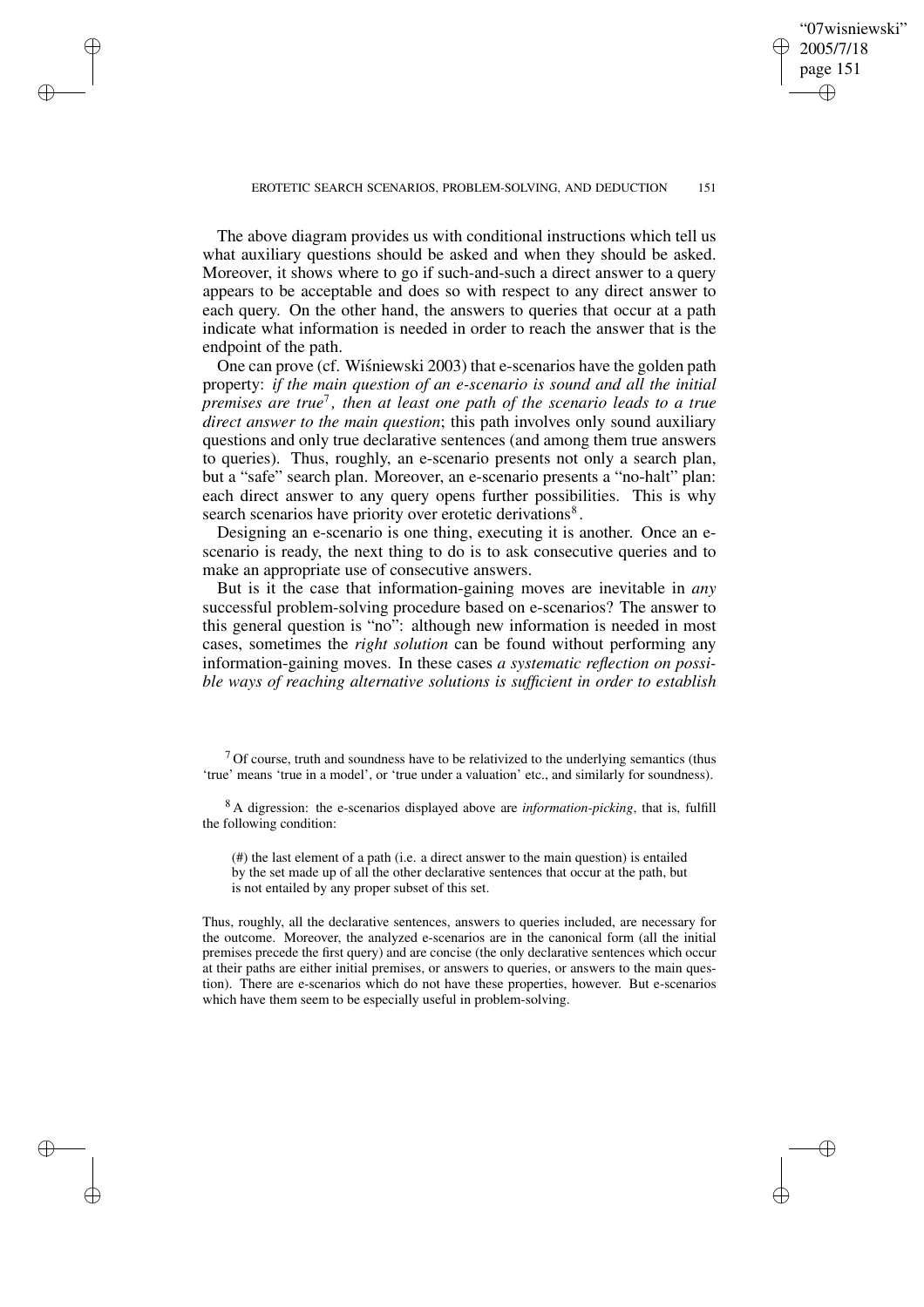The above diagram provides us with conditional instructions which tell us what auxiliary questions should be asked and when they should be asked. Moreover, it shows where to go if such-and-such a direct answer to a query appears to be acceptable and does so with respect to any direct answer to each query. On the other hand, the answers to queries that occur at a path indicate what information is needed in order to reach the answer that is the endpoint of the path.

One can prove (cf. Wiśniewski 2003) that e-scenarios have the golden path property: *if the main question of an e-scenario is sound and all the initial premises are true*[7]*, then at least one path of the scenario leads to a true direct answer to the main question*; this path involves only sound auxiliary questions and only true declarative sentences (and among them true answers to queries). Thus, roughly, an e-scenario presents not only a search plan, but a "safe" search plan. Moreover, an e-scenario presents a "no-halt" plan: each direct answer to any query opens further possibilities. This is why search scenarios have priority over erotetic derivations[8].

Designing an e-scenario is one thing, executing it is another. Once an e-scenario is ready, the next thing to do is to ask consecutive queries and to make an appropriate use of consecutive answers.

But is it the case that information-gaining moves are inevitable in *any* successful problem-solving procedure based on e-scenarios? The answer to this general question is "no": although new information is needed in most cases, sometimes the *right solution* can be found without performing any information-gaining moves. In these cases *a systematic reflection on possible ways of reaching alternative solutions is sufficient in order to establish*

[7] Of course, truth and soundness have to be relativized to the underlying semantics (thus 'true' means 'true in a model', or 'true under a valuation' etc., and similarly for soundness).

[8] A digression: the e-scenarios displayed above are *information-picking*, that is, fulfill the following condition:

> (#) the last element of a path (i.e. a direct answer to the main question) is entailed by the set made up of all the other declarative sentences that occur at the path, but is not entailed by any proper subset of this set.

Thus, roughly, all the declarative sentences, answers to queries included, are necessary for the outcome. Moreover, the analyzed e-scenarios are in the canonical form (all the initial premises precede the first query) and are concise (the only declarative sentences which occur at their paths are either initial premises, or answers to queries, or answers to the main question). There are e-scenarios which do not have these properties, however. But e-scenarios which have them seem to be especially useful in problem-solving.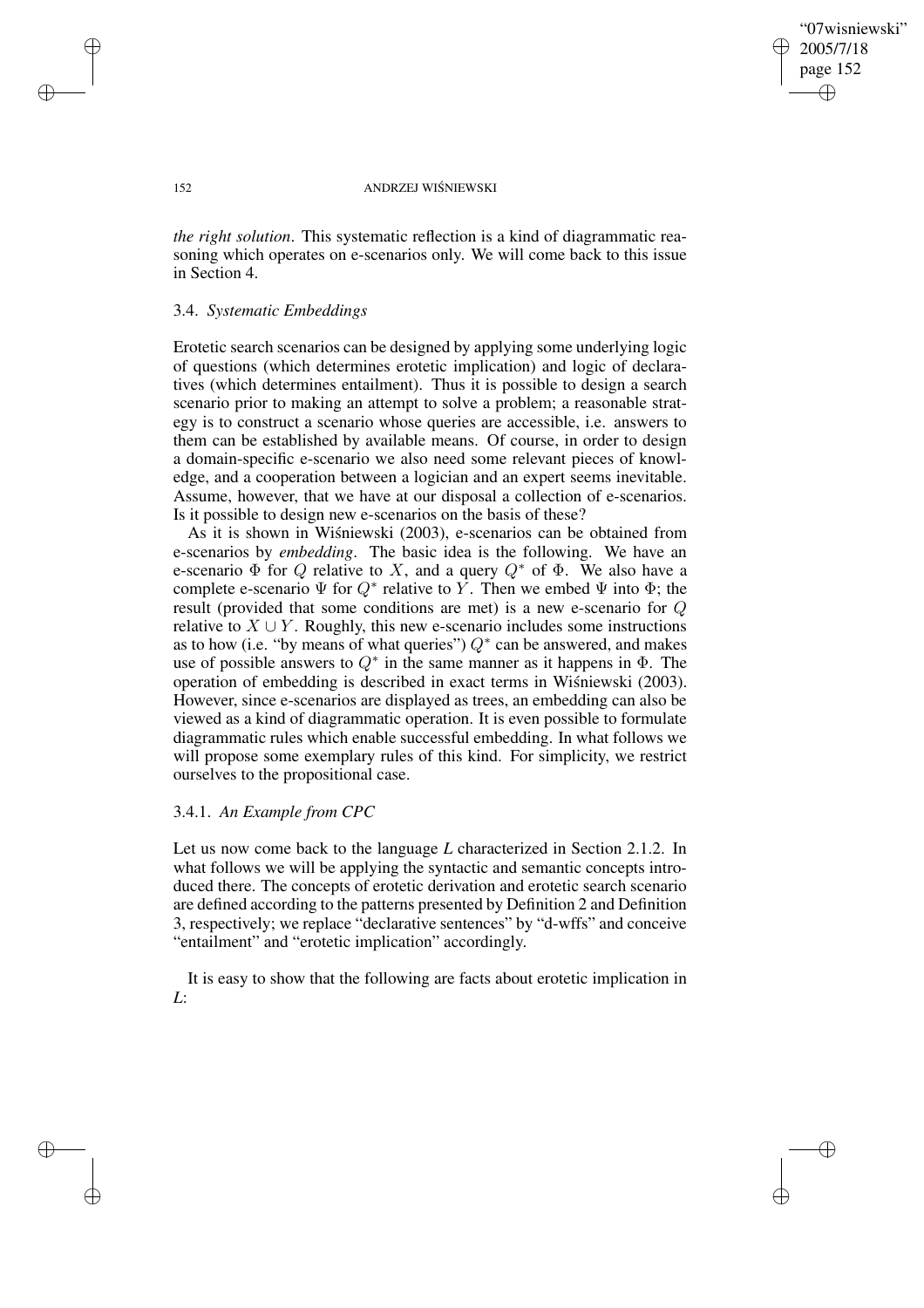*the right solution*. This systematic reflection is a kind of diagrammatic reasoning which operates on e-scenarios only. We will come back to this issue in Section 4.

### 3.4. *Systematic Embeddings*

Erotetic search scenarios can be designed by applying some underlying logic of questions (which determines erotetic implication) and logic of declaratives (which determines entailment). Thus it is possible to design a search scenario prior to making an attempt to solve a problem; a reasonable strategy is to construct a scenario whose queries are accessible, i.e. answers to them can be established by available means. Of course, in order to design a domain-specific e-scenario we also need some relevant pieces of knowledge, and a cooperation between a logician and an expert seems inevitable. Assume, however, that we have at our disposal a collection of e-scenarios. Is it possible to design new e-scenarios on the basis of these?

As it is shown in Wiśniewski (2003), e-scenarios can be obtained from e-scenarios by *embedding*. The basic idea is the following. We have an e-scenario $\Phi$ for $Q$ relative to $X$, and a query $Q^*$ of $\Phi$. We also have a complete e-scenario $\Psi$ for $Q^*$ relative to $Y$. Then we embed $\Psi$ into $\Phi$; the result (provided that some conditions are met) is a new e-scenario for $Q$ relative to $X \cup Y$. Roughly, this new e-scenario includes some instructions as to how (i.e. "by means of what queries") $Q^*$ can be answered, and makes use of possible answers to $Q^*$ in the same manner as it happens in $\Phi$. The operation of embedding is described in exact terms in Wiśniewski (2003). However, since e-scenarios are displayed as trees, an embedding can also be viewed as a kind of diagrammatic operation. It is even possible to formulate diagrammatic rules which enable successful embedding. In what follows we will propose some exemplary rules of this kind. For simplicity, we restrict ourselves to the propositional case.

#### 3.4.1. *An Example from CPC*

Let us now come back to the language *L* characterized in Section 2.1.2. In what follows we will be applying the syntactic and semantic concepts introduced there. The concepts of erotetic derivation and erotetic search scenario are defined according to the patterns presented by Definition 2 and Definition 3, respectively; we replace "declarative sentences" by "d-wffs" and conceive "entailment" and "erotetic implication" accordingly.

It is easy to show that the following are facts about erotetic implication in *L*: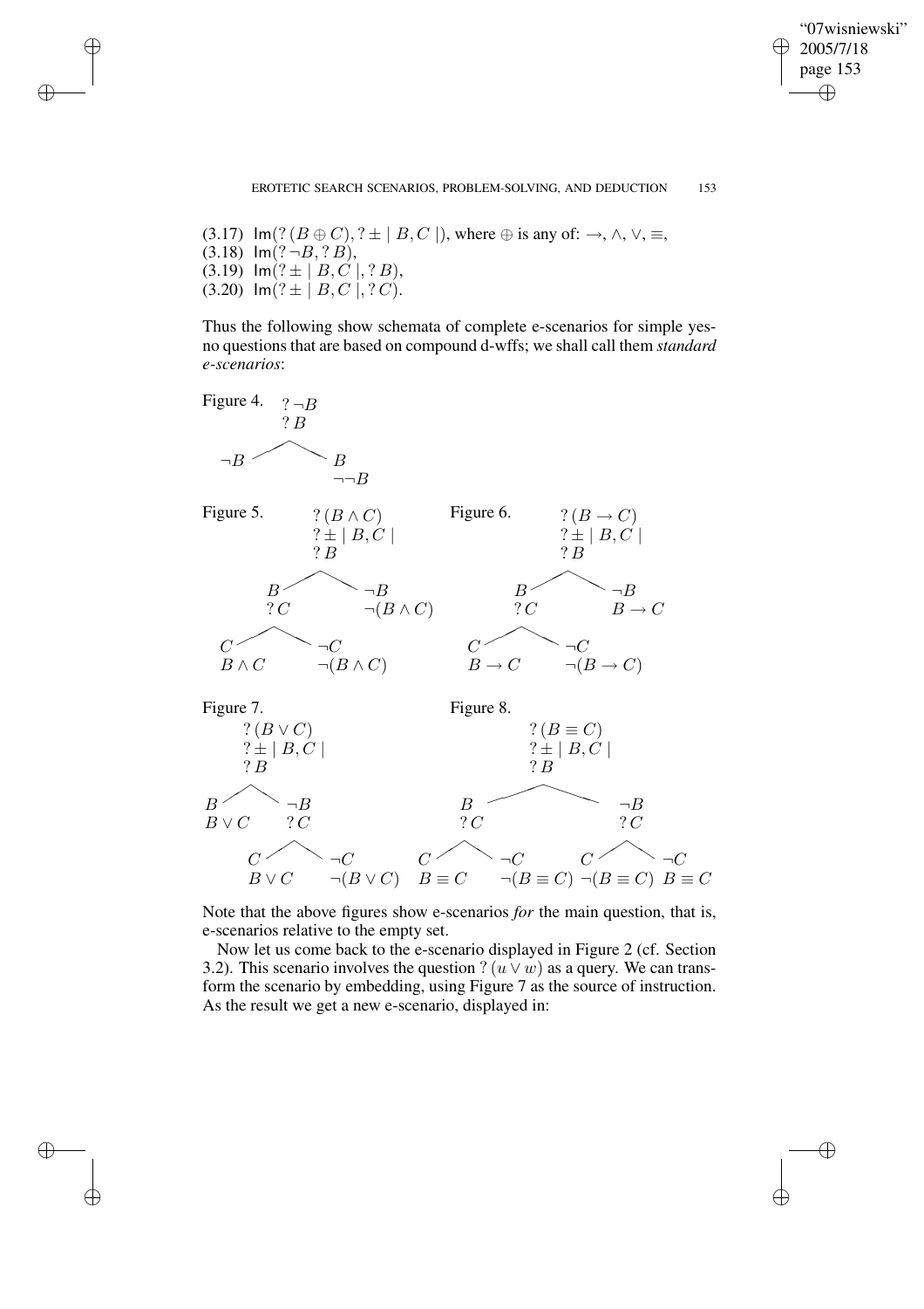(3.17) $\mathsf{Im}(?\,(B \oplus C), ?\pm \mid B, C \mid)$, where $\oplus$ is any of: $\rightarrow, \wedge, \vee, \equiv$,
(3.18) $\mathsf{Im}(?\,\neg B, ?\,B)$,
(3.19) $\mathsf{Im}(?\pm \mid B, C \mid, ?\,B)$,
(3.20) $\mathsf{Im}(?\pm \mid B, C \mid, ?\,C)$.

Thus the following show schemata of complete e-scenarios for simple yes-no questions that are based on compound d-wffs; we shall call them *standard e-scenarios*:

Figure 4.

```
      ? ¬B
      ? B
     /    \
   ¬B      B
           ¬¬B
```

Figure 5.

```
        ? (B ∧ C)
        ? ± | B, C |
        ? B
       /       \
     B          ¬B
     ? C        ¬(B ∧ C)
    /    \
   C      ¬C
 B ∧ C    ¬(B ∧ C)
```

Figure 6.

```
        ? (B → C)
        ? ± | B, C |
        ? B
       /       \
     B          ¬B
     ? C        B → C
    /    \
   C      ¬C
 B → C    ¬(B → C)
```

Figure 7.

```
        ? (B ∨ C)
        ? ± | B, C |
        ? B
       /       \
     B          ¬B
   B ∨ C        ? C
               /    \
              C      ¬C
            B ∨ C    ¬(B ∨ C)
```

Figure 8.

```
                  ? (B ≡ C)
                  ? ± | B, C |
                  ? B
             /               \
           B                  ¬B
           ? C                ? C
          /    \             /    \
         C      ¬C          C      ¬C
       B ≡ C  ¬(B ≡ C)  ¬(B ≡ C)  B ≡ C
```

Note that the above figures show e-scenarios *for* the main question, that is, e-scenarios relative to the empty set.

Now let us come back to the e-scenario displayed in Figure 2 (cf. Section 3.2). This scenario involves the question $?\,(u \vee w)$ as a query. We can transform the scenario by embedding, using Figure 7 as the source of instruction. As the result we get a new e-scenario, displayed in: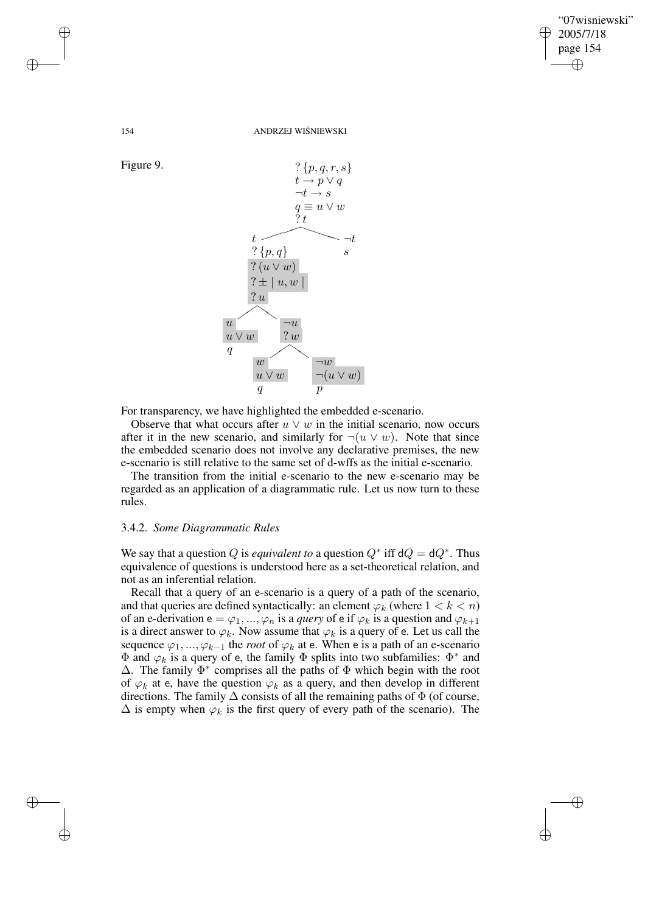Figure 9.

$$
\begin{array}{l}
?\{p,q,r,s\} \\
t \rightarrow p \vee q \\
\neg t \rightarrow s \\
q \equiv u \vee w \\
?\,t
\end{array}
$$

- $t$
  - $?\{p,q\}$
  - $?(u \vee w)$
  - $? \pm \mid u, w \mid$
  - $?\,u$
    - $u$
      - $u \vee w$
      - $q$
    - $\neg u$
      - $?\,w$
        - $w$
          - $u \vee w$
          - $q$
        - $\neg w$
          - $\neg(u \vee w)$
          - $p$
- $\neg t$
  - $s$

For transparency, we have highlighted the embedded e-scenario.

Observe that what occurs after $u \vee w$ in the initial scenario, now occurs after it in the new scenario, and similarly for $\neg(u \vee w)$. Note that since the embedded scenario does not involve any declarative premises, the new e-scenario is still relative to the same set of d-wffs as the initial e-scenario.

The transition from the initial e-scenario to the new e-scenario may be regarded as an application of a diagrammatic rule. Let us now turn to these rules.

### 3.4.2. *Some Diagrammatic Rules*

We say that a question $Q$ is *equivalent to* a question $Q^*$ iff $\mathsf{d}Q = \mathsf{d}Q^*$. Thus equivalence of questions is understood here as a set-theoretical relation, and not as an inferential relation.

Recall that a query of an e-scenario is a query of a path of the scenario, and that queries are defined syntactically: an element $\varphi_k$ (where $1 < k < n$) of an e-derivation $\mathsf{e} = \varphi_1, ..., \varphi_n$ is a *query* of $\mathsf{e}$ if $\varphi_k$ is a question and $\varphi_{k+1}$ is a direct answer to $\varphi_k$. Now assume that $\varphi_k$ is a query of $\mathsf{e}$. Let us call the sequence $\varphi_1, ..., \varphi_{k-1}$ the *root* of $\varphi_k$ at $\mathsf{e}$. When $\mathsf{e}$ is a path of an e-scenario $\Phi$ and $\varphi_k$ is a query of $\mathsf{e}$, the family $\Phi$ splits into two subfamilies: $\Phi^*$ and $\Delta$. The family $\Phi^*$ comprises all the paths of $\Phi$ which begin with the root of $\varphi_k$ at $\mathsf{e}$, have the question $\varphi_k$ as a query, and then develop in different directions. The family $\Delta$ consists of all the remaining paths of $\Phi$ (of course, $\Delta$ is empty when $\varphi_k$ is the first query of every path of the scenario). The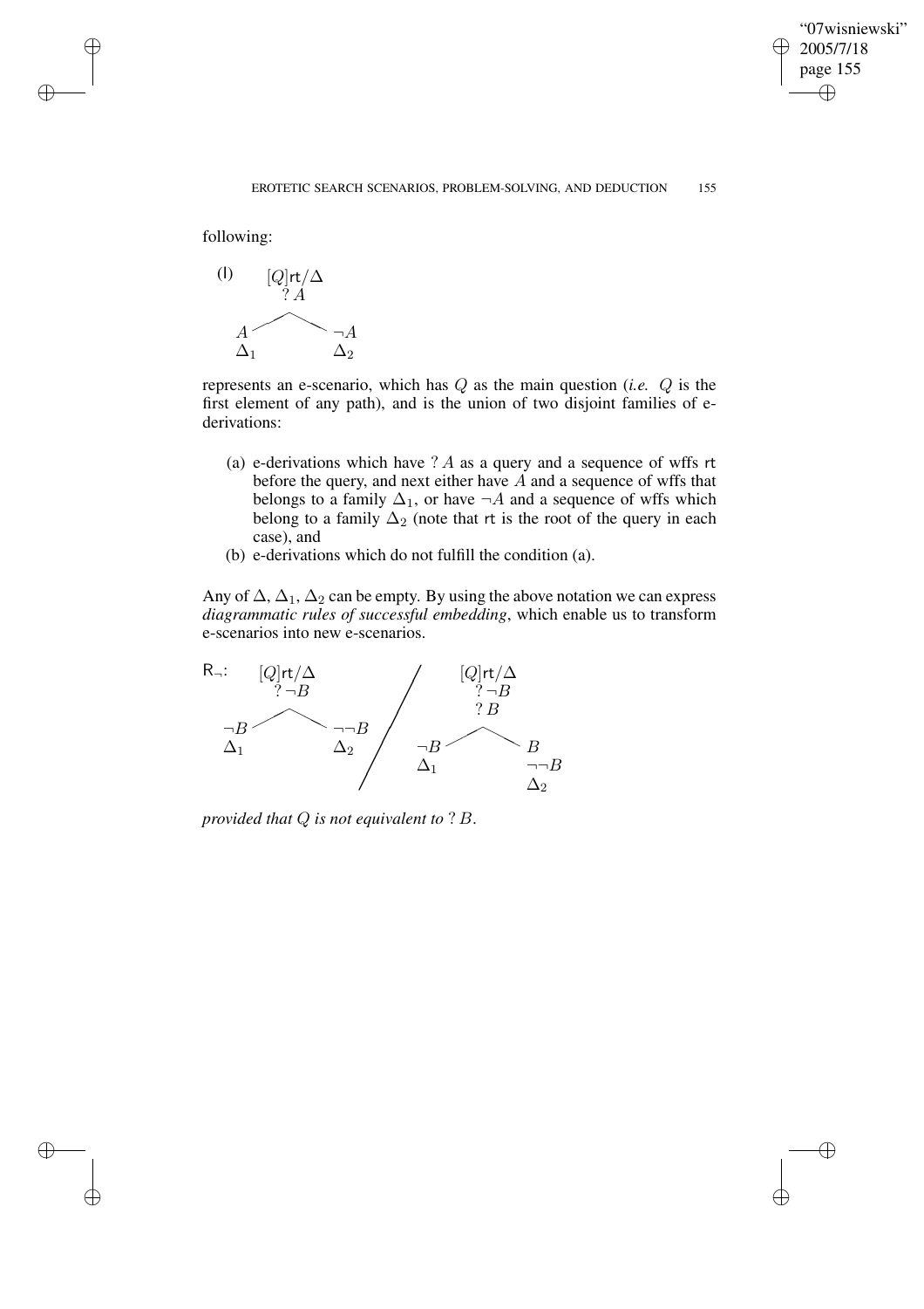following:

(I)

$$[Q]\mathsf{rt}/\Delta$$
$$?\,A$$
$$A \qquad\qquad \neg A$$
$$\Delta_1 \qquad\qquad \Delta_2$$

represents an e-scenario, which has $Q$ as the main question (*i.e.* $Q$ is the first element of any path), and is the union of two disjoint families of e-derivations:

(a) e-derivations which have $?\,A$ as a query and a sequence of wffs rt before the query, and next either have $A$ and a sequence of wffs that belongs to a family $\Delta_1$, or have $\neg A$ and a sequence of wffs which belong to a family $\Delta_2$ (note that rt is the root of the query in each case), and

(b) e-derivations which do not fulfill the condition (a).

Any of $\Delta$, $\Delta_1$, $\Delta_2$ can be empty. By using the above notation we can express *diagrammatic rules of successful embedding*, which enable us to transform e-scenarios into new e-scenarios.

$\mathsf{R}_{\neg}$:

$$[Q]\mathsf{rt}/\Delta$$
$$?\,\neg B$$
$$\neg B \qquad\qquad \neg\neg B$$
$$\Delta_1 \qquad\qquad \Delta_2$$

/

$$[Q]\mathsf{rt}/\Delta$$
$$?\,\neg B$$
$$?\,B$$
$$\neg B \qquad\qquad B$$
$$\Delta_1 \qquad\qquad \neg\neg B$$
$$\qquad\qquad\qquad \Delta_2$$

*provided that $Q$ is not equivalent to $?\,B$.*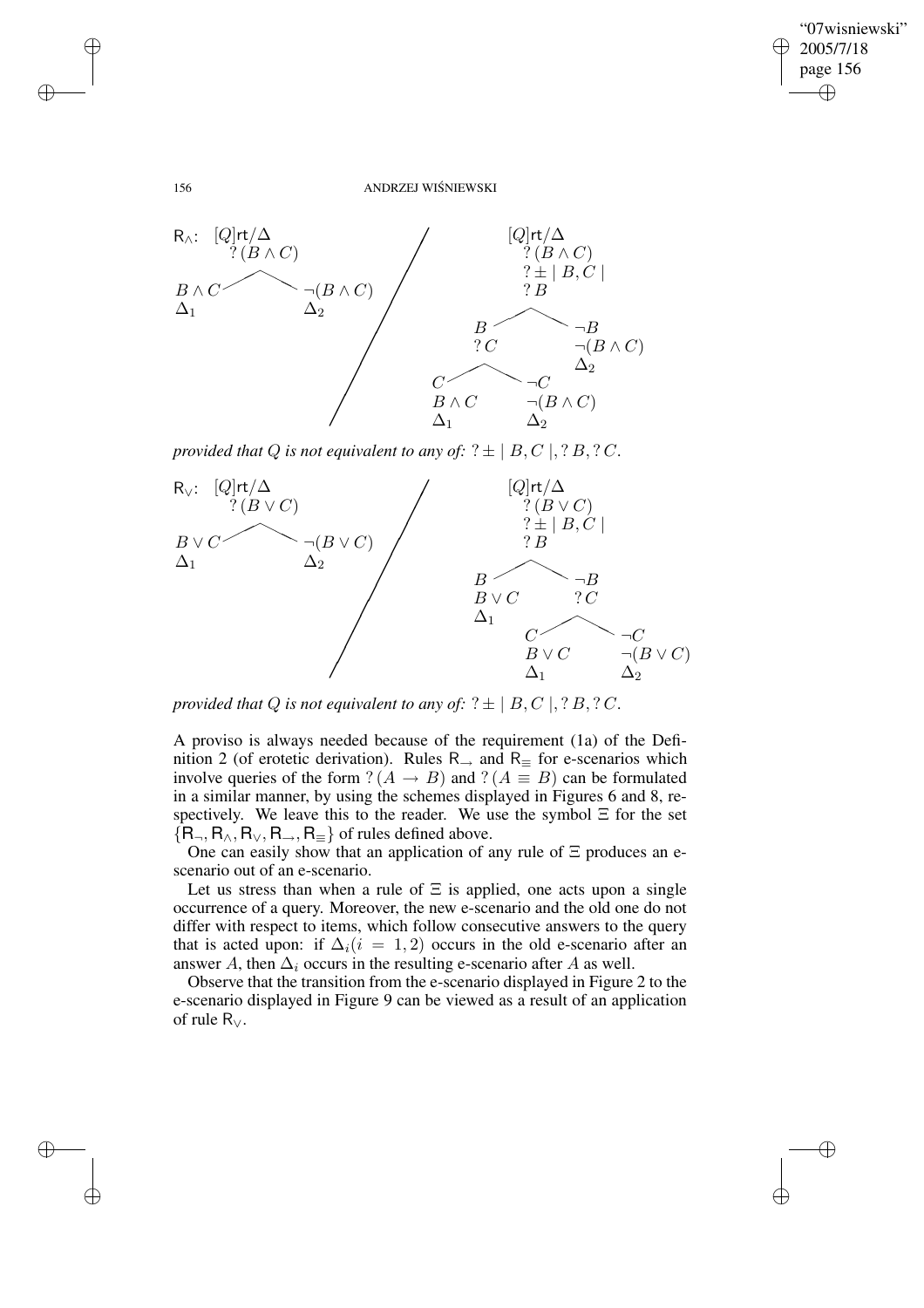$\mathsf{R}_\wedge$: $[Q]\mathsf{rt}/\Delta$

$$
\begin{array}{l}
[Q]\mathsf{rt}/\Delta \\
?\,(B \wedge C) \\
\quad B \wedge C \qquad\qquad \neg(B \wedge C) \\
\quad \Delta_1 \qquad\qquad\quad \Delta_2
\end{array}
\Bigg/
\begin{array}{l}
[Q]\mathsf{rt}/\Delta \\
?\,(B \wedge C) \\
?\pm \mid B, C \mid \\
?\,B \\
\quad B \qquad\qquad \neg B \\
\quad ?\,C \qquad\quad \neg(B \wedge C) \\
\qquad\qquad\qquad \Delta_2 \\
\quad C \qquad\qquad \neg C \\
\quad B \wedge C \qquad \neg(B \wedge C) \\
\quad \Delta_1 \qquad\quad \Delta_2
\end{array}
$$

*provided that $Q$ is not equivalent to any of: $?\pm \mid B, C \mid, ?\,B, ?\,C$.*

$\mathsf{R}_\vee$: $[Q]\mathsf{rt}/\Delta$

$$
\begin{array}{l}
[Q]\mathsf{rt}/\Delta \\
?\,(B \vee C) \\
\quad B \vee C \qquad\qquad \neg(B \vee C) \\
\quad \Delta_1 \qquad\qquad\quad \Delta_2
\end{array}
\Bigg/
\begin{array}{l}
[Q]\mathsf{rt}/\Delta \\
?\,(B \vee C) \\
?\pm \mid B, C \mid \\
?\,B \\
\quad B \qquad\qquad \neg B \\
\quad B \vee C \qquad ?\,C \\
\quad \Delta_1 \\
\qquad\qquad C \qquad\qquad \neg C \\
\qquad\qquad B \vee C \qquad \neg(B \vee C) \\
\qquad\qquad \Delta_1 \qquad\quad \Delta_2
\end{array}
$$

*provided that $Q$ is not equivalent to any of: $?\pm \mid B, C \mid, ?\,B, ?\,C$.*

A proviso is always needed because of the requirement (1a) of the Definition 2 (of erotetic derivation). Rules $\mathsf{R}_\rightarrow$ and $\mathsf{R}_\equiv$ for e-scenarios which involve queries of the form $?\,(A \rightarrow B)$ and $?\,(A \equiv B)$ can be formulated in a similar manner, by using the schemes displayed in Figures 6 and 8, respectively. We leave this to the reader. We use the symbol $\Xi$ for the set $\{\mathsf{R}_\neg, \mathsf{R}_\wedge, \mathsf{R}_\vee, \mathsf{R}_\rightarrow, \mathsf{R}_\equiv\}$ of rules defined above.

One can easily show that an application of any rule of $\Xi$ produces an e-scenario out of an e-scenario.

Let us stress than when a rule of $\Xi$ is applied, one acts upon a single occurrence of a query. Moreover, the new e-scenario and the old one do not differ with respect to items, which follow consecutive answers to the query that is acted upon: if $\Delta_i (i = 1, 2)$ occurs in the old e-scenario after an answer $A$, then $\Delta_i$ occurs in the resulting e-scenario after $A$ as well.

Observe that the transition from the e-scenario displayed in Figure 2 to the e-scenario displayed in Figure 9 can be viewed as a result of an application of rule $\mathsf{R}_\vee$.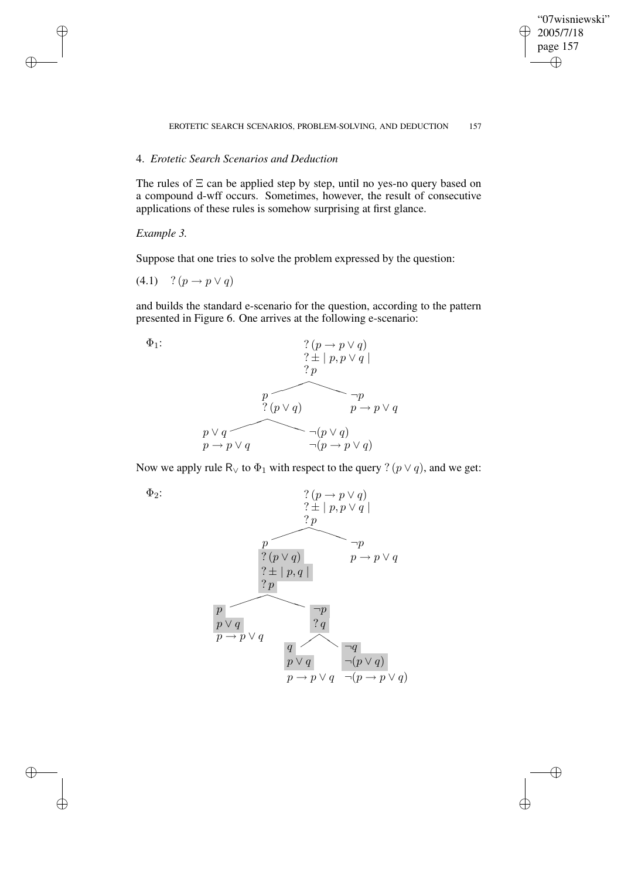## 4. *Erotetic Search Scenarios and Deduction*

The rules of $\Xi$ can be applied step by step, until no yes-no query based on a compound d-wff occurs. Sometimes, however, the result of consecutive applications of these rules is somehow surprising at first glance.

*Example 3.*

Suppose that one tries to solve the problem expressed by the question:

(4.1) $\quad ?\,(p \to p \vee q)$

and builds the standard e-scenario for the question, according to the pattern presented in Figure 6. One arrives at the following e-scenario:

$\Phi_1$:

$$
\begin{array}{c}
?\,(p \to p \vee q) \\
?\pm \mid p, p \vee q \mid \\
?\,p
\end{array}
$$

- $p$
  - $?\,(p \vee q)$
    - $p \vee q$
      - $p \to p \vee q$
    - $\neg(p \vee q)$
      - $\neg(p \to p \vee q)$
- $\neg p$
  - $p \to p \vee q$

Now we apply rule $\mathsf{R}_\vee$ to $\Phi_1$ with respect to the query $?\,(p \vee q)$, and we get:

$\Phi_2$:

$$
\begin{array}{c}
?\,(p \to p \vee q) \\
?\pm \mid p, p \vee q \mid \\
?\,p
\end{array}
$$

- $p$
  - $?\,(p \vee q)$
  - $?\pm \mid p, q \mid$
  - $?\,p$
    - $p$
      - $p \vee q$
      - $p \to p \vee q$
    - $\neg p$
      - $?\,q$
        - $q$
          - $p \vee q$
          - $p \to p \vee q$
        - $\neg q$
          - $\neg(p \vee q)$
          - $\neg(p \to p \vee q)$
- $\neg p$
  - $p \to p \vee q$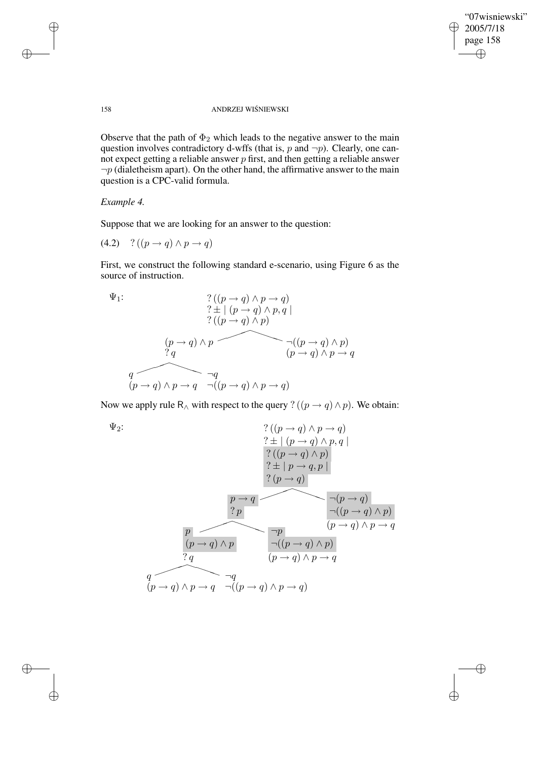Observe that the path of $\Phi_2$ which leads to the negative answer to the main question involves contradictory d-wffs (that is, $p$ and $\neg p$). Clearly, one cannot expect getting a reliable answer $p$ first, and then getting a reliable answer $\neg p$ (dialetheism apart). On the other hand, the affirmative answer to the main question is a CPC-valid formula.

*Example 4.*

Suppose that we are looking for an answer to the question:

(4.2) $\quad ?\,((p \to q) \wedge p \to q)$

First, we construct the following standard e-scenario, using Figure 6 as the source of instruction.

$\Psi_1$:

$$?\,((p \to q) \wedge p \to q)$$
$$?\pm \mid (p \to q) \wedge p, q \mid$$
$$?\,((p \to q) \wedge p)$$

- Left branch: $(p \to q) \wedge p$; $?\,q$
  - Left: $q$; $(p \to q) \wedge p \to q$
  - Right: $\neg q$; $\neg((p \to q) \wedge p \to q)$
- Right branch: $\neg((p \to q) \wedge p)$; $(p \to q) \wedge p \to q$

Now we apply rule $\mathsf{R}_\wedge$ with respect to the query $?\,((p \to q) \wedge p)$. We obtain:

$\Psi_2$:

$$?\,((p \to q) \wedge p \to q)$$
$$?\pm \mid (p \to q) \wedge p, q \mid$$
$$?\,((p \to q) \wedge p)$$
$$?\pm \mid p \to q, p \mid$$
$$?\,(p \to q)$$

- Left branch: $p \to q$; $?\,p$
  - Left: $p$; $(p \to q) \wedge p$; $?\,q$
    - Left: $q$; $(p \to q) \wedge p \to q$
    - Right: $\neg q$; $\neg((p \to q) \wedge p \to q)$
  - Right: $\neg p$; $\neg((p \to q) \wedge p)$; $(p \to q) \wedge p \to q$
- Right branch: $\neg(p \to q)$; $\neg((p \to q) \wedge p)$; $(p \to q) \wedge p \to q$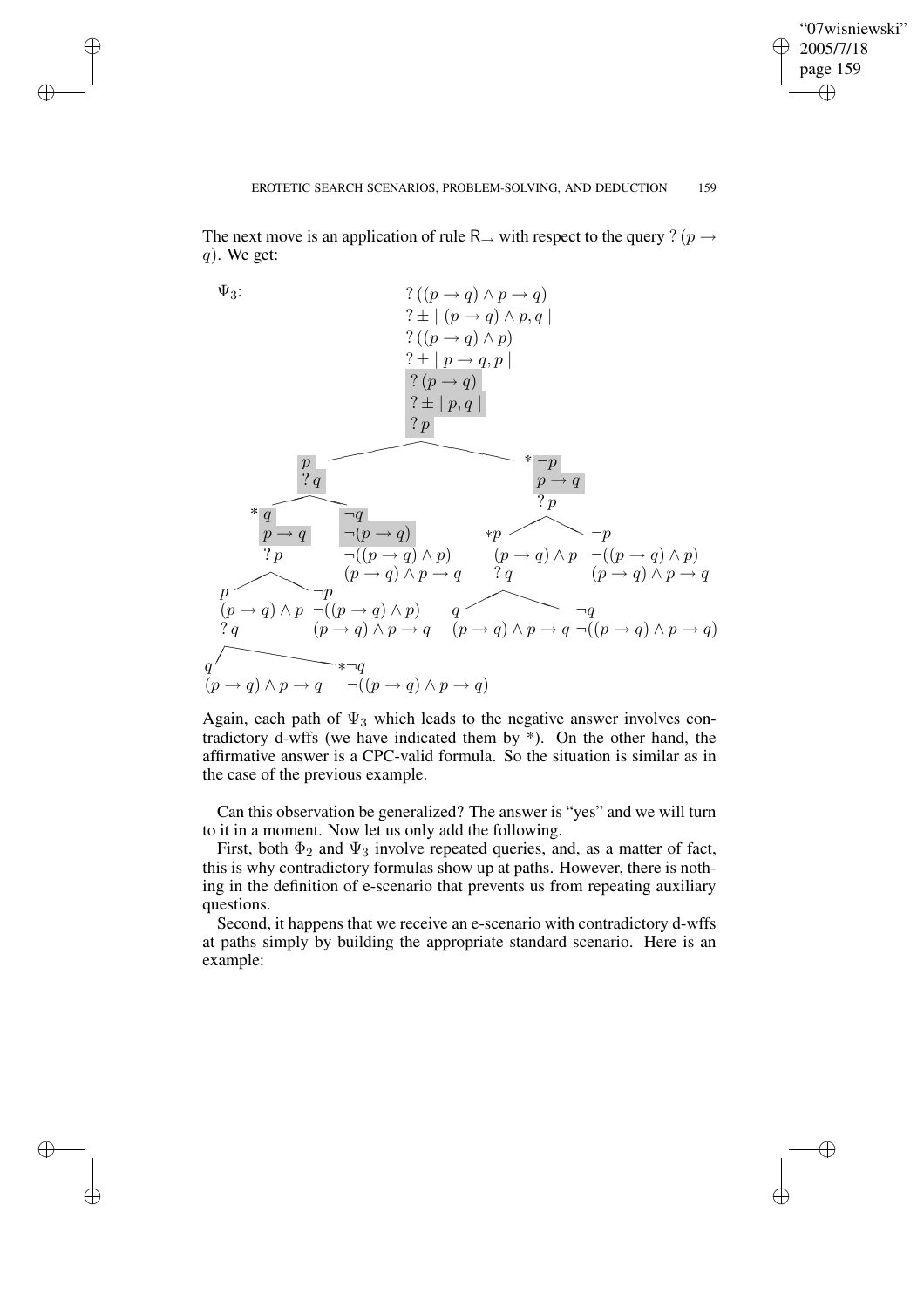The next move is an application of rule $\mathsf{R}_{\rightarrow}$ with respect to the query $?\,(p \rightarrow q)$. We get:

$\Psi_3$:

$?\,((p \rightarrow q) \wedge p \rightarrow q)$
$?\pm\mid (p \rightarrow q) \wedge p, q \mid$
$?\,((p \rightarrow q) \wedge p)$
$?\pm\mid p \rightarrow q, p \mid$
$?\,(p \rightarrow q)$
$?\pm\mid p, q \mid$
$?\,p$

- $p$; $?\,q$
  - $*\,q$; $p \rightarrow q$; $?\,p$
    - $p$; $(p \rightarrow q) \wedge p$; $?\,q$
      - $q$; $(p \rightarrow q) \wedge p \rightarrow q$
      - $*\neg q$; $\neg((p \rightarrow q) \wedge p \rightarrow q)$
    - $\neg p$; $\neg((p \rightarrow q) \wedge p)$; $(p \rightarrow q) \wedge p \rightarrow q$
  - $\neg q$; $\neg(p \rightarrow q)$; $\neg((p \rightarrow q) \wedge p)$; $(p \rightarrow q) \wedge p \rightarrow q$
- $*\,\neg p$; $p \rightarrow q$; $?\,p$
  - $*p$; $(p \rightarrow q) \wedge p$; $?\,q$
    - $q$; $(p \rightarrow q) \wedge p \rightarrow q$
    - $\neg q$; $\neg((p \rightarrow q) \wedge p \rightarrow q)$
  - $\neg p$; $\neg((p \rightarrow q) \wedge p)$; $(p \rightarrow q) \wedge p \rightarrow q$

Again, each path of $\Psi_3$ which leads to the negative answer involves contradictory d-wffs (we have indicated them by *). On the other hand, the affirmative answer is a CPC-valid formula. So the situation is similar as in the case of the previous example.

Can this observation be generalized? The answer is "yes" and we will turn to it in a moment. Now let us only add the following.

First, both $\Phi_2$ and $\Psi_3$ involve repeated queries, and, as a matter of fact, this is why contradictory formulas show up at paths. However, there is nothing in the definition of e-scenario that prevents us from repeating auxiliary questions.

Second, it happens that we receive an e-scenario with contradictory d-wffs at paths simply by building the appropriate standard scenario. Here is an example: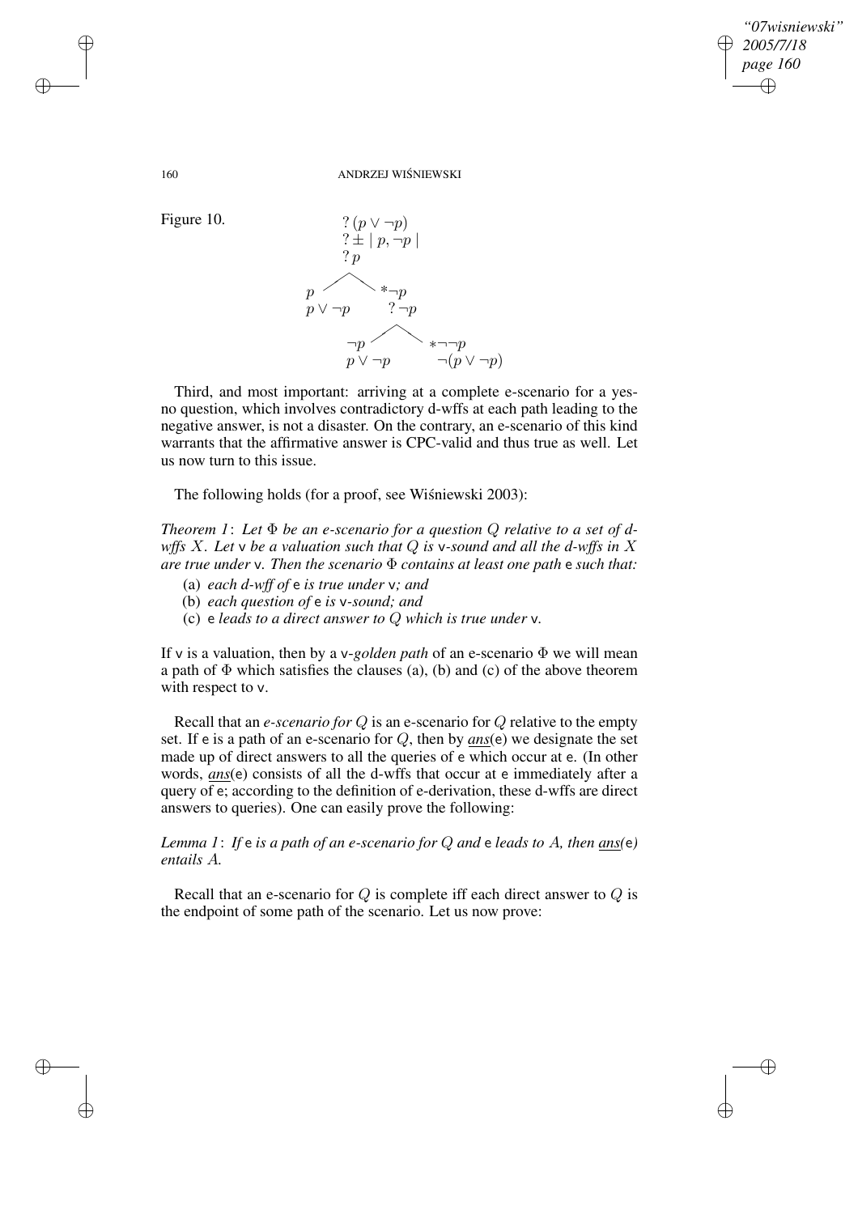Figure 10.

$$
\begin{array}{l}
?\,(p \vee \neg p) \\
?\pm \mid p, \neg p \mid \\
?\,p \\
\quad p \qquad\qquad\qquad\quad *\neg p \\
\quad p \vee \neg p \qquad\qquad ?\,\neg p \\
\qquad\qquad\qquad\quad \neg p \qquad\qquad\quad *\neg\neg p \\
\qquad\qquad\qquad\quad p \vee \neg p \qquad\qquad \neg(p \vee \neg p)
\end{array}
$$

Third, and most important: arriving at a complete e-scenario for a yes-no question, which involves contradictory d-wffs at each path leading to the negative answer, is not a disaster. On the contrary, an e-scenario of this kind warrants that the affirmative answer is CPC-valid and thus true as well. Let us now turn to this issue.

The following holds (for a proof, see Wiśniewski 2003):

*Theorem 1*: *Let $\Phi$ be an e-scenario for a question $Q$ relative to a set of d-wffs $X$. Let $\mathsf{v}$ be a valuation such that $Q$ is $\mathsf{v}$-sound and all the d-wffs in $X$ are true under $\mathsf{v}$. Then the scenario $\Phi$ contains at least one path $\mathsf{e}$ such that:*

(a) *each d-wff of $\mathsf{e}$ is true under $\mathsf{v}$; and*

(b) *each question of $\mathsf{e}$ is $\mathsf{v}$-sound; and*

(c) *$\mathsf{e}$ leads to a direct answer to $Q$ which is true under $\mathsf{v}$.*

If $\mathsf{v}$ is a valuation, then by a $\mathsf{v}$-*golden path* of an e-scenario $\Phi$ we will mean a path of $\Phi$ which satisfies the clauses (a), (b) and (c) of the above theorem with respect to $\mathsf{v}$.

Recall that an *e-scenario for $Q$* is an e-scenario for $Q$ relative to the empty set. If $\mathsf{e}$ is a path of an e-scenario for $Q$, then by *ans*($\mathsf{e}$) we designate the set made up of direct answers to all the queries of $\mathsf{e}$ which occur at $\mathsf{e}$. (In other words, *ans*($\mathsf{e}$) consists of all the d-wffs that occur at $\mathsf{e}$ immediately after a query of $\mathsf{e}$; according to the definition of e-derivation, these d-wffs are direct answers to queries). One can easily prove the following:

*Lemma 1*: *If $\mathsf{e}$ is a path of an e-scenario for $Q$ and $\mathsf{e}$ leads to $A$, then ans($\mathsf{e}$) entails $A$.*

Recall that an e-scenario for $Q$ is complete iff each direct answer to $Q$ is the endpoint of some path of the scenario. Let us now prove: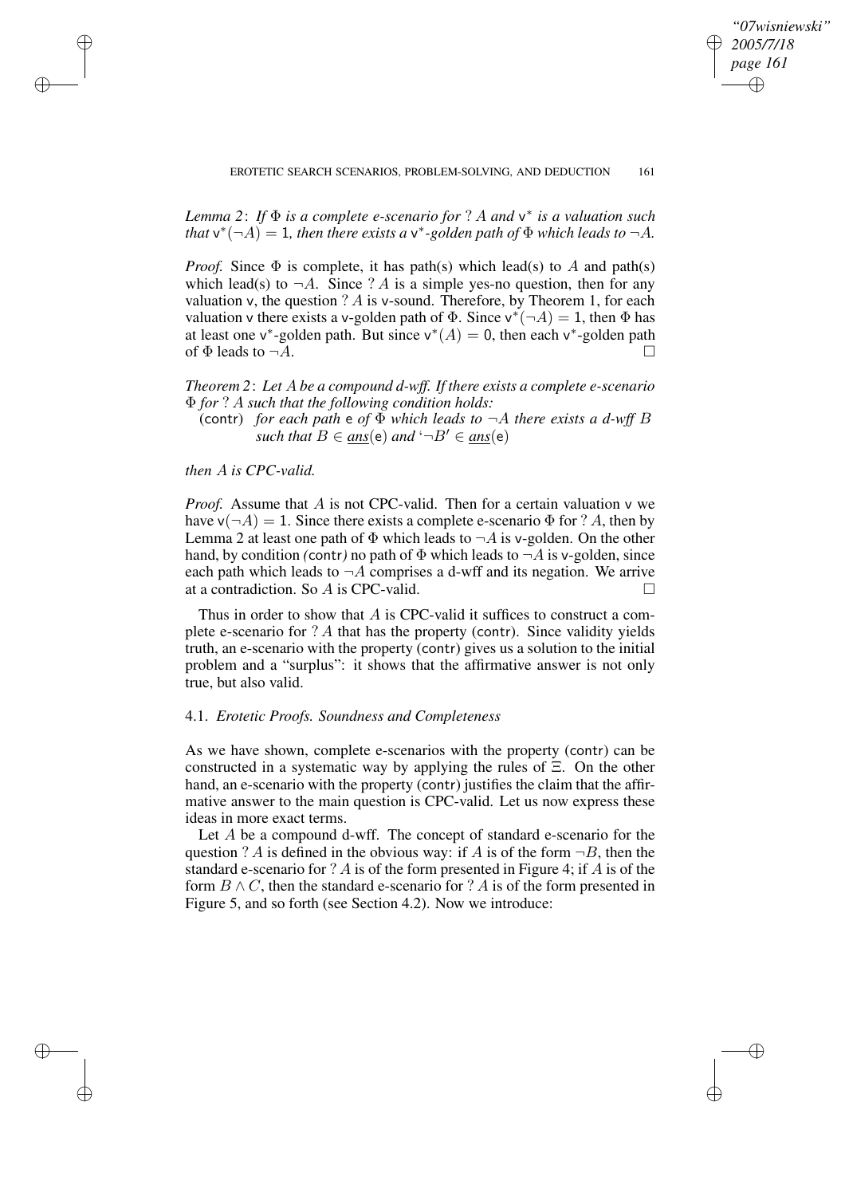*Lemma 2*: *If $\Phi$ is a complete e-scenario for $?\,A$ and $\mathsf{v}^*$ is a valuation such that $\mathsf{v}^*(\neg A) = 1$, then there exists a $\mathsf{v}^*$-golden path of $\Phi$ which leads to $\neg A$.*

*Proof.* Since $\Phi$ is complete, it has path(s) which lead(s) to $A$ and path(s) which lead(s) to $\neg A$. Since $?\,A$ is a simple yes-no question, then for any valuation $\mathsf{v}$, the question $?\,A$ is $\mathsf{v}$-sound. Therefore, by Theorem 1, for each valuation $\mathsf{v}$ there exists a $\mathsf{v}$-golden path of $\Phi$. Since $\mathsf{v}^*(\neg A) = 1$, then $\Phi$ has at least one $\mathsf{v}^*$-golden path. But since $\mathsf{v}^*(A) = 0$, then each $\mathsf{v}^*$-golden path of $\Phi$ leads to $\neg A$. $\square$

*Theorem 2*: *Let $A$ be a compound d-wff. If there exists a complete e-scenario $\Phi$ for $?\,A$ such that the following condition holds:*

(contr) *for each path $\mathsf{e}$ of $\Phi$ which leads to $\neg A$ there exists a d-wff $B$ such that $B \in \underline{ans}(\mathsf{e})$ and '$\neg B$' $\in \underline{ans}(\mathsf{e})$*

*then $A$ is CPC-valid.*

*Proof.* Assume that $A$ is not CPC-valid. Then for a certain valuation $\mathsf{v}$ we have $\mathsf{v}(\neg A) = 1$. Since there exists a complete e-scenario $\Phi$ for $?\,A$, then by Lemma 2 at least one path of $\Phi$ which leads to $\neg A$ is $\mathsf{v}$-golden. On the other hand, by condition (contr) no path of $\Phi$ which leads to $\neg A$ is $\mathsf{v}$-golden, since each path which leads to $\neg A$ comprises a d-wff and its negation. We arrive at a contradiction. So $A$ is CPC-valid. $\square$

Thus in order to show that $A$ is CPC-valid it suffices to construct a complete e-scenario for $?\,A$ that has the property (contr). Since validity yields truth, an e-scenario with the property (contr) gives us a solution to the initial problem and a "surplus": it shows that the affirmative answer is not only true, but also valid.

### 4.1. *Erotetic Proofs. Soundness and Completeness*

As we have shown, complete e-scenarios with the property (contr) can be constructed in a systematic way by applying the rules of $\Xi$. On the other hand, an e-scenario with the property (contr) justifies the claim that the affirmative answer to the main question is CPC-valid. Let us now express these ideas in more exact terms.

Let $A$ be a compound d-wff. The concept of standard e-scenario for the question $?\,A$ is defined in the obvious way: if $A$ is of the form $\neg B$, then the standard e-scenario for $?\,A$ is of the form presented in Figure 4; if $A$ is of the form $B \wedge C$, then the standard e-scenario for $?\,A$ is of the form presented in Figure 5, and so forth (see Section 4.2). Now we introduce: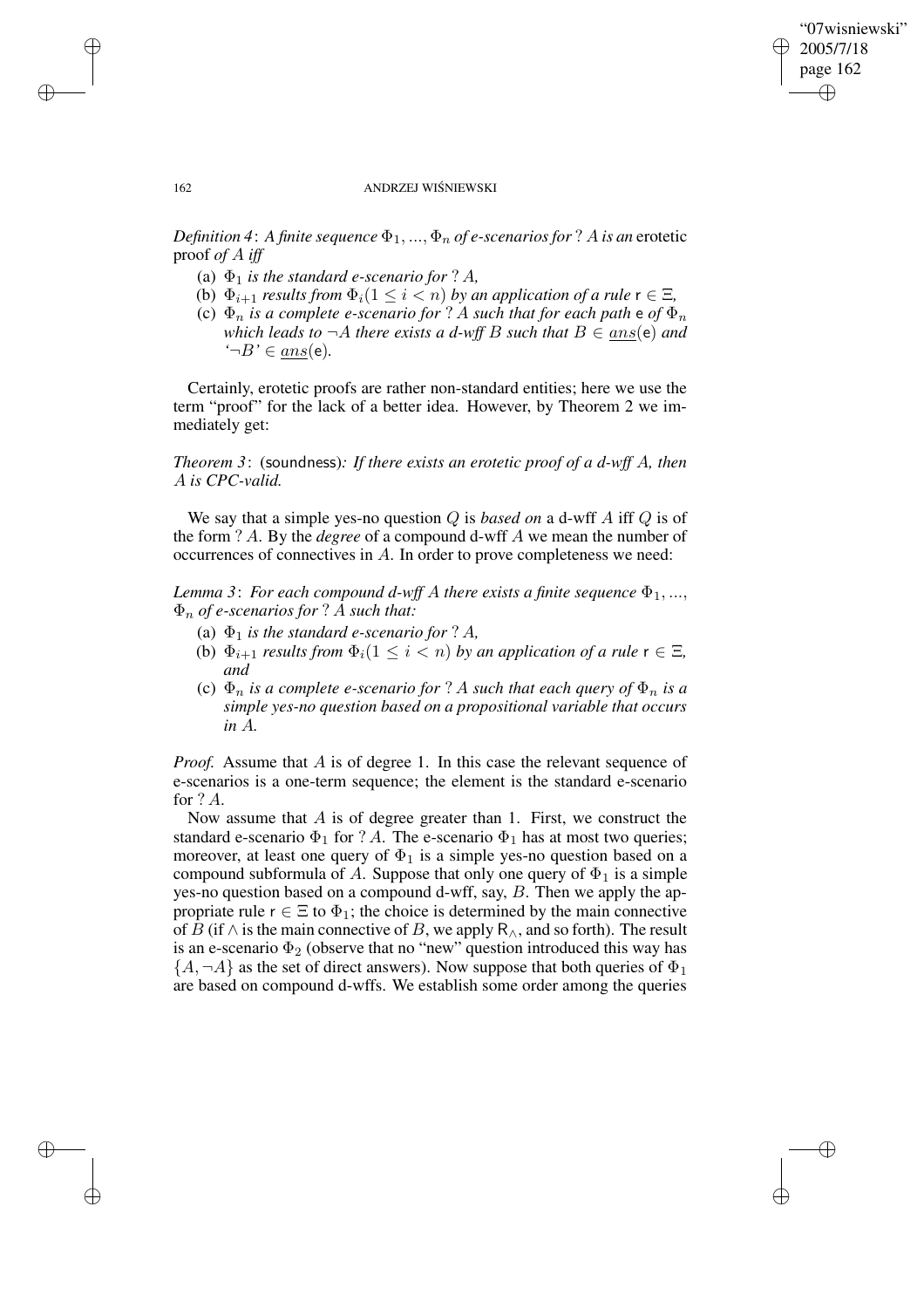*Definition 4*: *A finite sequence $\Phi_1, ..., \Phi_n$ of e-scenarios for $?\,A$ is an* erotetic proof *of $A$ iff*

(a) *$\Phi_1$ is the standard e-scenario for $?\,A$,*

(b) *$\Phi_{i+1}$ results from $\Phi_i (1 \leq i < n)$ by an application of a rule $\mathsf{r} \in \Xi$,*

(c) *$\Phi_n$ is a complete e-scenario for $?\,A$ such that for each path $\mathsf{e}$ of $\Phi_n$ which leads to $\neg A$ there exists a d-wff $B$ such that $B \in \underline{ans}(\mathsf{e})$ and '$\neg B$' $\in \underline{ans}(\mathsf{e})$.*

Certainly, erotetic proofs are rather non-standard entities; here we use the term "proof" for the lack of a better idea. However, by Theorem 2 we immediately get:

*Theorem 3*: (soundness)*: If there exists an erotetic proof of a d-wff $A$, then $A$ is CPC-valid.*

We say that a simple yes-no question $Q$ is *based on* a d-wff $A$ iff $Q$ is of the form $?\,A$. By the *degree* of a compound d-wff $A$ we mean the number of occurrences of connectives in $A$. In order to prove completeness we need:

*Lemma 3*: *For each compound d-wff $A$ there exists a finite sequence $\Phi_1, ..., \Phi_n$ of e-scenarios for $?\,A$ such that:*

(a) *$\Phi_1$ is the standard e-scenario for $?\,A$,*

(b) *$\Phi_{i+1}$ results from $\Phi_i (1 \leq i < n)$ by an application of a rule $\mathsf{r} \in \Xi$, and*

(c) *$\Phi_n$ is a complete e-scenario for $?\,A$ such that each query of $\Phi_n$ is a simple yes-no question based on a propositional variable that occurs in $A$.*

*Proof.* Assume that $A$ is of degree 1. In this case the relevant sequence of e-scenarios is a one-term sequence; the element is the standard e-scenario for $?\,A$.

Now assume that $A$ is of degree greater than 1. First, we construct the standard e-scenario $\Phi_1$ for $?\,A$. The e-scenario $\Phi_1$ has at most two queries; moreover, at least one query of $\Phi_1$ is a simple yes-no question based on a compound subformula of $A$. Suppose that only one query of $\Phi_1$ is a simple yes-no question based on a compound d-wff, say, $B$. Then we apply the appropriate rule $\mathsf{r} \in \Xi$ to $\Phi_1$; the choice is determined by the main connective of $B$ (if $\wedge$ is the main connective of $B$, we apply $\mathsf{R}_\wedge$, and so forth). The result is an e-scenario $\Phi_2$ (observe that no "new" question introduced this way has $\{A, \neg A\}$ as the set of direct answers). Now suppose that both queries of $\Phi_1$ are based on compound d-wffs. We establish some order among the queries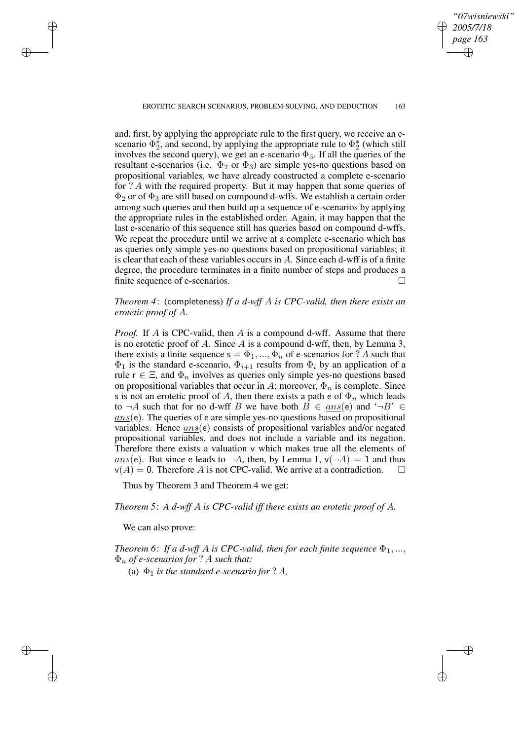and, first, by applying the appropriate rule to the first query, we receive an e-scenario $\Phi_2^*$, and second, by applying the appropriate rule to $\Phi_2^*$ (which still involves the second query), we get an e-scenario $\Phi_3$. If all the queries of the resultant e-scenarios (i.e. $\Phi_2$ or $\Phi_3$) are simple yes-no questions based on propositional variables, we have already constructed a complete e-scenario for $?A$ with the required property. But it may happen that some queries of $\Phi_2$ or of $\Phi_3$ are still based on compound d-wffs. We establish a certain order among such queries and then build up a sequence of e-scenarios by applying the appropriate rules in the established order. Again, it may happen that the last e-scenario of this sequence still has queries based on compound d-wffs. We repeat the procedure until we arrive at a complete e-scenario which has as queries only simple yes-no questions based on propositional variables; it is clear that each of these variables occurs in $A$. Since each d-wff is of a finite degree, the procedure terminates in a finite number of steps and produces a finite sequence of e-scenarios. □

*Theorem 4*: (completeness) *If a d-wff $A$ is CPC-valid, then there exists an erotetic proof of $A$.*

*Proof.* If $A$ is CPC-valid, then $A$ is a compound d-wff. Assume that there is no erotetic proof of $A$. Since $A$ is a compound d-wff, then, by Lemma 3, there exists a finite sequence $\mathsf{s} = \Phi_1, ..., \Phi_n$ of e-scenarios for $?A$ such that $\Phi_1$ is the standard e-scenario, $\Phi_{i+1}$ results from $\Phi_i$ by an application of a rule $\mathsf{r} \in \Xi$, and $\Phi_n$ involves as queries only simple yes-no questions based on propositional variables that occur in $A$; moreover, $\Phi_n$ is complete. Since $\mathsf{s}$ is not an erotetic proof of $A$, then there exists a path $\mathsf{e}$ of $\Phi_n$ which leads to $\neg A$ such that for no d-wff $B$ we have both $B \in \underline{ans}(\mathsf{e})$ and '$\neg B$' $\in \underline{ans}(\mathsf{e})$. The queries of $\mathsf{e}$ are simple yes-no questions based on propositional variables. Hence $\underline{ans}(\mathsf{e})$ consists of propositional variables and/or negated propositional variables, and does not include a variable and its negation. Therefore there exists a valuation $\mathsf{v}$ which makes true all the elements of $\underline{ans}(\mathsf{e})$. But since $\mathsf{e}$ leads to $\neg A$, then, by Lemma 1, $\mathsf{v}(\neg A) = 1$ and thus $\mathsf{v}(A) = 0$. Therefore $A$ is not CPC-valid. We arrive at a contradiction. □

Thus by Theorem 3 and Theorem 4 we get:

*Theorem 5*: *A d-wff $A$ is CPC-valid iff there exists an erotetic proof of $A$.*

We can also prove:

*Theorem 6*: *If a d-wff $A$ is CPC-valid, then for each finite sequence $\Phi_1, ...,$ $\Phi_n$ of e-scenarios for $?A$ such that:*

(a) *$\Phi_1$ is the standard e-scenario for $?A$,*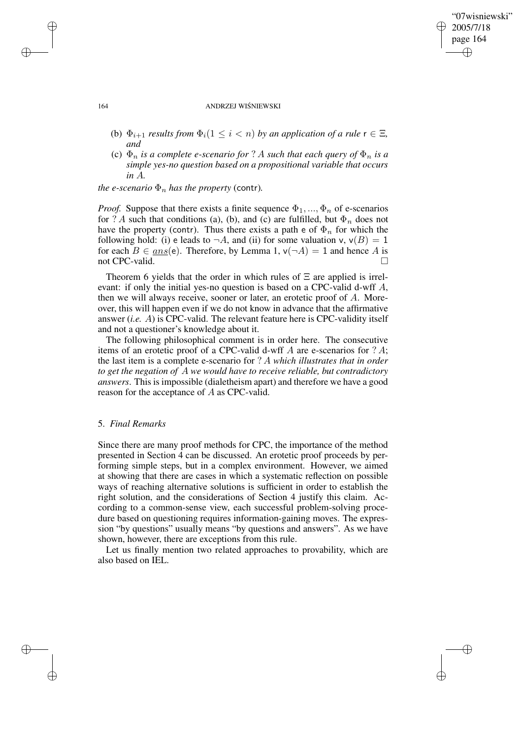(b) $\Phi_{i+1}$ *results from* $\Phi_i (1 \leq i < n)$ *by an application of a rule* $\mathsf{r} \in \Xi$*, and*

(c) $\Phi_n$ *is a complete e-scenario for* $?\,A$ *such that each query of* $\Phi_n$ *is a simple yes-no question based on a propositional variable that occurs in* $A$*.*

*the e-scenario* $\Phi_n$ *has the property* (contr)*.*

*Proof.* Suppose that there exists a finite sequence $\Phi_1, ..., \Phi_n$ of e-scenarios for $?\,A$ such that conditions (a), (b), and (c) are fulfilled, but $\Phi_n$ does not have the property (contr). Thus there exists a path $\mathsf{e}$ of $\Phi_n$ for which the following hold: (i) $\mathsf{e}$ leads to $\neg A$, and (ii) for some valuation $\mathsf{v}$, $\mathsf{v}(B) = 1$ for each $B \in \underline{ans}(\mathsf{e})$. Therefore, by Lemma 1, $\mathsf{v}(\neg A) = 1$ and hence $A$ is not CPC-valid. □

Theorem 6 yields that the order in which rules of $\Xi$ are applied is irrelevant: if only the initial yes-no question is based on a CPC-valid d-wff $A$, then we will always receive, sooner or later, an erotetic proof of $A$. Moreover, this will happen even if we do not know in advance that the affirmative answer (*i.e.* $A$) is CPC-valid. The relevant feature here is CPC-validity itself and not a questioner's knowledge about it.

The following philosophical comment is in order here. The consecutive items of an erotetic proof of a CPC-valid d-wff $A$ are e-scenarios for $?\,A$; the last item is a complete e-scenario for $?\,A$ *which illustrates that in order to get the negation of* $A$ *we would have to receive reliable, but contradictory answers*. This is impossible (dialetheism apart) and therefore we have a good reason for the acceptance of $A$ as CPC-valid.

## 5. *Final Remarks*

Since there are many proof methods for CPC, the importance of the method presented in Section 4 can be discussed. An erotetic proof proceeds by performing simple steps, but in a complex environment. However, we aimed at showing that there are cases in which a systematic reflection on possible ways of reaching alternative solutions is sufficient in order to establish the right solution, and the considerations of Section 4 justify this claim. According to a common-sense view, each successful problem-solving procedure based on questioning requires information-gaining moves. The expression "by questions" usually means "by questions and answers". As we have shown, however, there are exceptions from this rule.

Let us finally mention two related approaches to provability, which are also based on IEL.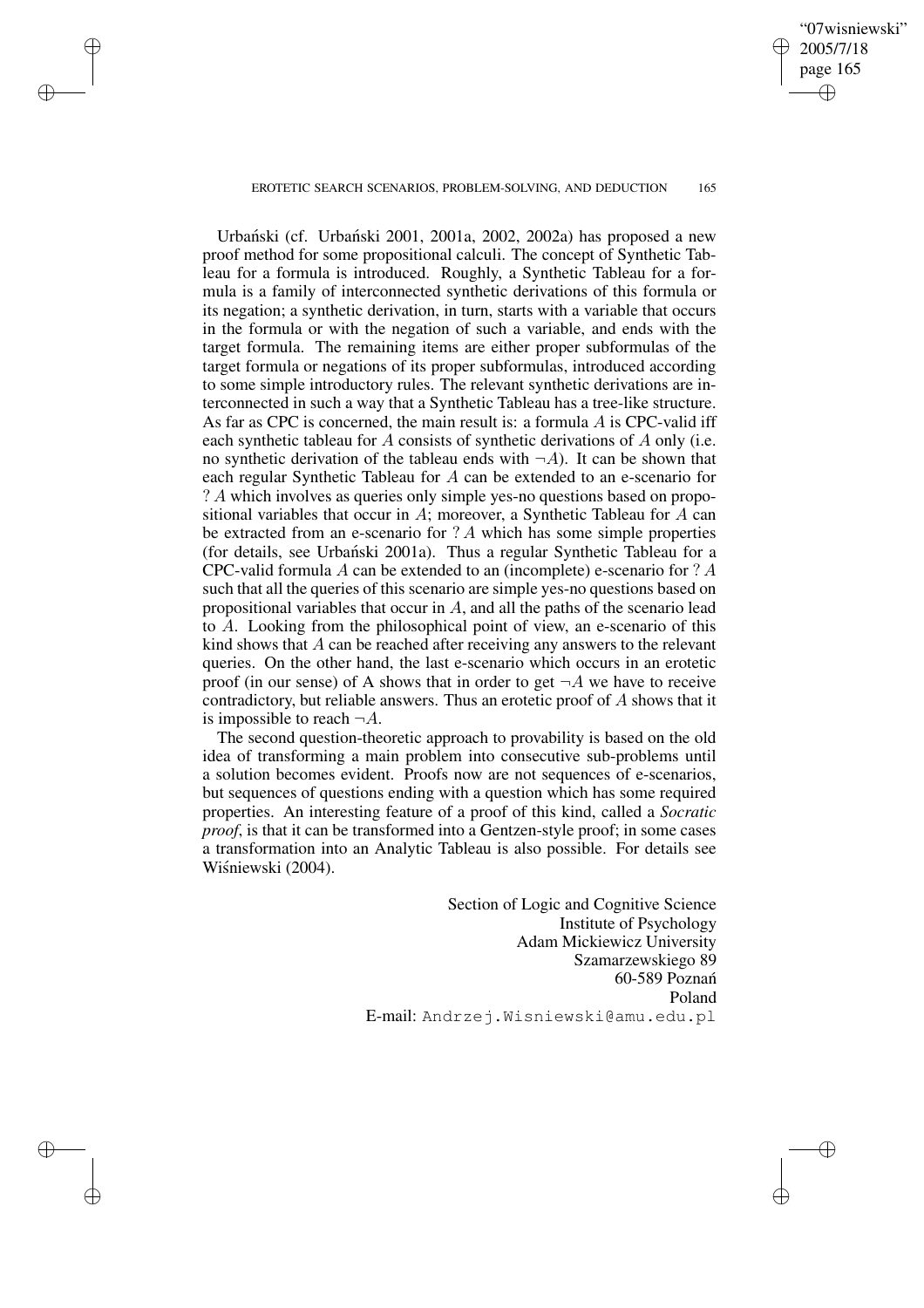Urbański (cf. Urbański 2001, 2001a, 2002, 2002a) has proposed a new proof method for some propositional calculi. The concept of Synthetic Tableau for a formula is introduced. Roughly, a Synthetic Tableau for a formula is a family of interconnected synthetic derivations of this formula or its negation; a synthetic derivation, in turn, starts with a variable that occurs in the formula or with the negation of such a variable, and ends with the target formula. The remaining items are either proper subformulas of the target formula or negations of its proper subformulas, introduced according to some simple introductory rules. The relevant synthetic derivations are interconnected in such a way that a Synthetic Tableau has a tree-like structure. As far as CPC is concerned, the main result is: a formula $A$ is CPC-valid iff each synthetic tableau for $A$ consists of synthetic derivations of $A$ only (i.e. no synthetic derivation of the tableau ends with $\neg A$). It can be shown that each regular Synthetic Tableau for $A$ can be extended to an e-scenario for $?\,A$ which involves as queries only simple yes-no questions based on propositional variables that occur in $A$; moreover, a Synthetic Tableau for $A$ can be extracted from an e-scenario for $?\,A$ which has some simple properties (for details, see Urbański 2001a). Thus a regular Synthetic Tableau for a CPC-valid formula $A$ can be extended to an (incomplete) e-scenario for $?\,A$ such that all the queries of this scenario are simple yes-no questions based on propositional variables that occur in $A$, and all the paths of the scenario lead to $A$. Looking from the philosophical point of view, an e-scenario of this kind shows that $A$ can be reached after receiving any answers to the relevant queries. On the other hand, the last e-scenario which occurs in an erotetic proof (in our sense) of A shows that in order to get $\neg A$ we have to receive contradictory, but reliable answers. Thus an erotetic proof of $A$ shows that it is impossible to reach $\neg A$.

The second question-theoretic approach to provability is based on the old idea of transforming a main problem into consecutive sub-problems until a solution becomes evident. Proofs now are not sequences of e-scenarios, but sequences of questions ending with a question which has some required properties. An interesting feature of a proof of this kind, called a *Socratic proof*, is that it can be transformed into a Gentzen-style proof; in some cases a transformation into an Analytic Tableau is also possible. For details see Wiśniewski (2004).

Section of Logic and Cognitive Science
Institute of Psychology
Adam Mickiewicz University
Szamarzewskiego 89
60-589 Poznań
Poland
E-mail: Andrzej.Wisniewski@amu.edu.pl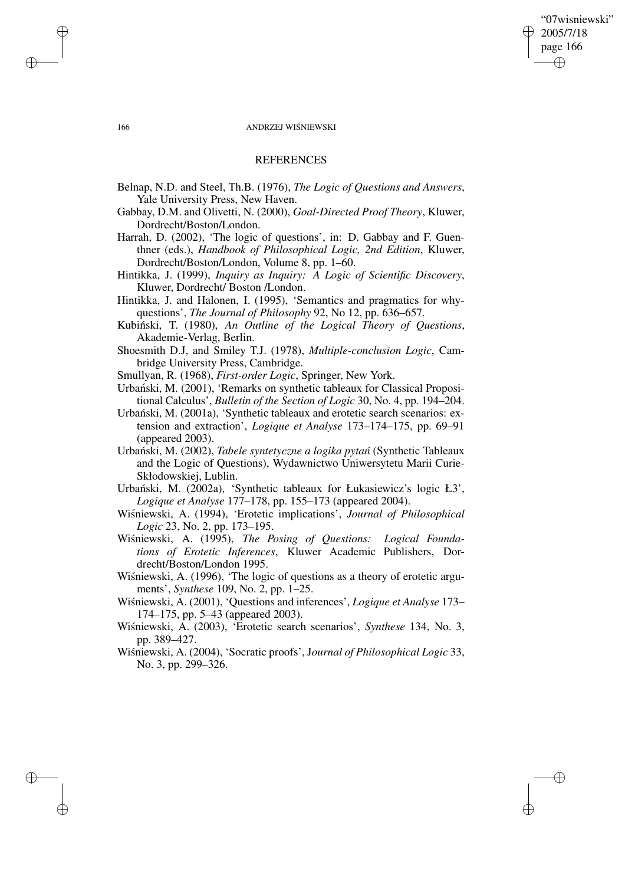## REFERENCES

Belnap, N.D. and Steel, Th.B. (1976), *The Logic of Questions and Answers*, Yale University Press, New Haven.

Gabbay, D.M. and Olivetti, N. (2000), *Goal-Directed Proof Theory*, Kluwer, Dordrecht/Boston/London.

Harrah, D. (2002), 'The logic of questions', in: D. Gabbay and F. Guenthner (eds.), *Handbook of Philosophical Logic, 2nd Edition*, Kluwer, Dordrecht/Boston/London, Volume 8, pp. 1–60.

Hintikka, J. (1999), *Inquiry as Inquiry: A Logic of Scientific Discovery*, Kluwer, Dordrecht/ Boston /London.

Hintikka, J. and Halonen, I. (1995), 'Semantics and pragmatics for why-questions', *The Journal of Philosophy* 92, No 12, pp. 636–657.

Kubiński, T. (1980), *An Outline of the Logical Theory of Questions*, Akademie-Verlag, Berlin.

Shoesmith D.J, and Smiley T.J. (1978), *Multiple-conclusion Logic*, Cambridge University Press, Cambridge.

Smullyan, R. (1968), *First-order Logic*, Springer, New York.

Urbański, M. (2001), 'Remarks on synthetic tableaux for Classical Propositional Calculus', *Bulletin of the Section of Logic* 30, No. 4, pp. 194–204.

Urbański, M. (2001a), 'Synthetic tableaux and erotetic search scenarios: extension and extraction', *Logique et Analyse* 173–174–175, pp. 69–91 (appeared 2003).

Urbański, M. (2002), *Tabele syntetyczne a logika pytań* (Synthetic Tableaux and the Logic of Questions), Wydawnictwo Uniwersytetu Marii Curie-Skłodowskiej, Lublin.

Urbański, M. (2002a), 'Synthetic tableaux for Łukasiewicz's logic Ł3', *Logique et Analyse* 177–178, pp. 155–173 (appeared 2004).

Wiśniewski, A. (1994), 'Erotetic implications', *Journal of Philosophical Logic* 23, No. 2, pp. 173–195.

Wiśniewski, A. (1995), *The Posing of Questions: Logical Foundations of Erotetic Inferences*, Kluwer Academic Publishers, Dordrecht/Boston/London 1995.

Wiśniewski, A. (1996), 'The logic of questions as a theory of erotetic arguments', *Synthese* 109, No. 2, pp. 1–25.

Wiśniewski, A. (2001), 'Questions and inferences', *Logique et Analyse* 173–174–175, pp. 5–43 (appeared 2003).

Wiśniewski, A. (2003), 'Erotetic search scenarios', *Synthese* 134, No. 3, pp. 389–427.

Wiśniewski, A. (2004), 'Socratic proofs', J*ournal of Philosophical Logic* 33, No. 3, pp. 299–326.